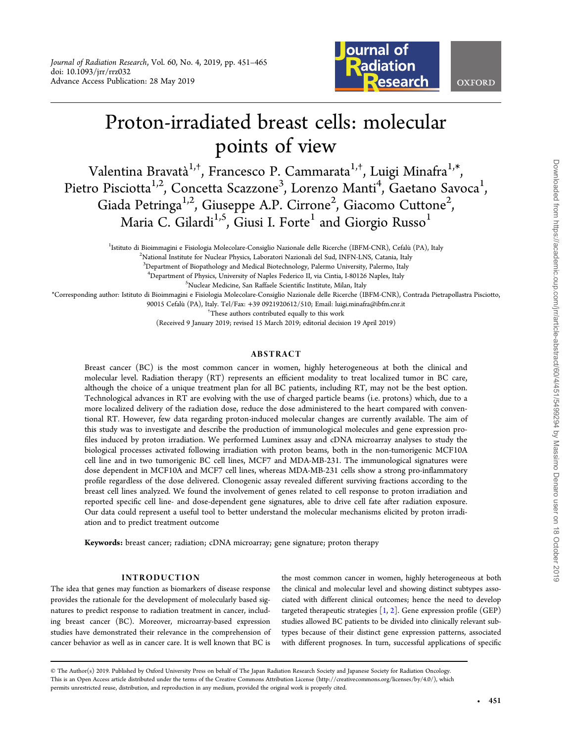# Proton-irradiated breast cells: molecular points of view

Valentina Bravatà[1,†], Francesco P. Cammarata[1,†], Luigi Minafra[1,*], Pietro Pisciotta[1,2], Concetta Scazzone[3], Lorenzo Manti[4], Gaetano Savoca[1], Giada Petringa[1,2], Giuseppe A.P. Cirrone[2], Giacomo Cuttone[2], Maria C. Gilardi[1,5], Giusi I. Forte[1] and Giorgio Russo[1]

[1]Istituto di Bioimmagini e Fisiologia Molecolare-Consiglio Nazionale delle Ricerche (IBFM-CNR), Cefalù (PA), Italy

[2]National Institute for Nuclear Physics, Laboratori Nazionali del Sud, INFN-LNS, Catania, Italy

[3]Department of Biopathology and Medical Biotechnology, Palermo University, Palermo, Italy

[4]Department of Physics, University of Naples Federico II, via Cintia, I-80126 Naples, Italy

[5]Nuclear Medicine, San Raffaele Scientific Institute, Milan, Italy

*Corresponding author: Istituto di Bioimmagini e Fisiologia Molecolare-Consiglio Nazionale delle Ricerche (IBFM-CNR), Contrada Pietrapollastra Pisciotto, 90015 Cefalù (PA), Italy. Tel/Fax: +39 0921920612/510; Email: luigi.minafra@ibfm.cnr.it

†These authors contributed equally to this work

(Received 9 January 2019; revised 15 March 2019; editorial decision 19 April 2019)

## ABSTRACT

Breast cancer (BC) is the most common cancer in women, highly heterogeneous at both the clinical and molecular level. Radiation therapy (RT) represents an efficient modality to treat localized tumor in BC care, although the choice of a unique treatment plan for all BC patients, including RT, may not be the best option. Technological advances in RT are evolving with the use of charged particle beams (i.e. protons) which, due to a more localized delivery of the radiation dose, reduce the dose administered to the heart compared with conventional RT. However, few data regarding proton-induced molecular changes are currently available. The aim of this study was to investigate and describe the production of immunological molecules and gene expression profiles induced by proton irradiation. We performed Luminex assay and cDNA microarray analyses to study the biological processes activated following irradiation with proton beams, both in the non-tumorigenic MCF10A cell line and in two tumorigenic BC cell lines, MCF7 and MDA-MB-231. The immunological signatures were dose dependent in MCF10A and MCF7 cell lines, whereas MDA-MB-231 cells show a strong pro-inflammatory profile regardless of the dose delivered. Clonogenic assay revealed different surviving fractions according to the breast cell lines analyzed. We found the involvement of genes related to cell response to proton irradiation and reported specific cell line- and dose-dependent gene signatures, able to drive cell fate after radiation exposure. Our data could represent a useful tool to better understand the molecular mechanisms elicited by proton irradiation and to predict treatment outcome

**Keywords:** breast cancer; radiation; cDNA microarray; gene signature; proton therapy

## INTRODUCTION

The idea that genes may function as biomarkers of disease response provides the rationale for the development of molecularly based signatures to predict response to radiation treatment in cancer, including breast cancer (BC). Moreover, microarray-based expression studies have demonstrated their relevance in the comprehension of cancer behavior as well as in cancer care. It is well known that BC is the most common cancer in women, highly heterogeneous at both the clinical and molecular level and showing distinct subtypes associated with different clinical outcomes; hence the need to develop targeted therapeutic strategies [1, 2]. Gene expression profile (GEP) studies allowed BC patients to be divided into clinically relevant subtypes because of their distinct gene expression patterns, associated with different prognoses. In turn, successful applications of specific

© The Author(s) 2019. Published by Oxford University Press on behalf of The Japan Radiation Research Society and Japanese Society for Radiation Oncology. This is an Open Access article distributed under the terms of the Creative Commons Attribution License (http://creativecommons.org/licenses/by/4.0/), which permits unrestricted reuse, distribution, and reproduction in any medium, provided the original work is properly cited.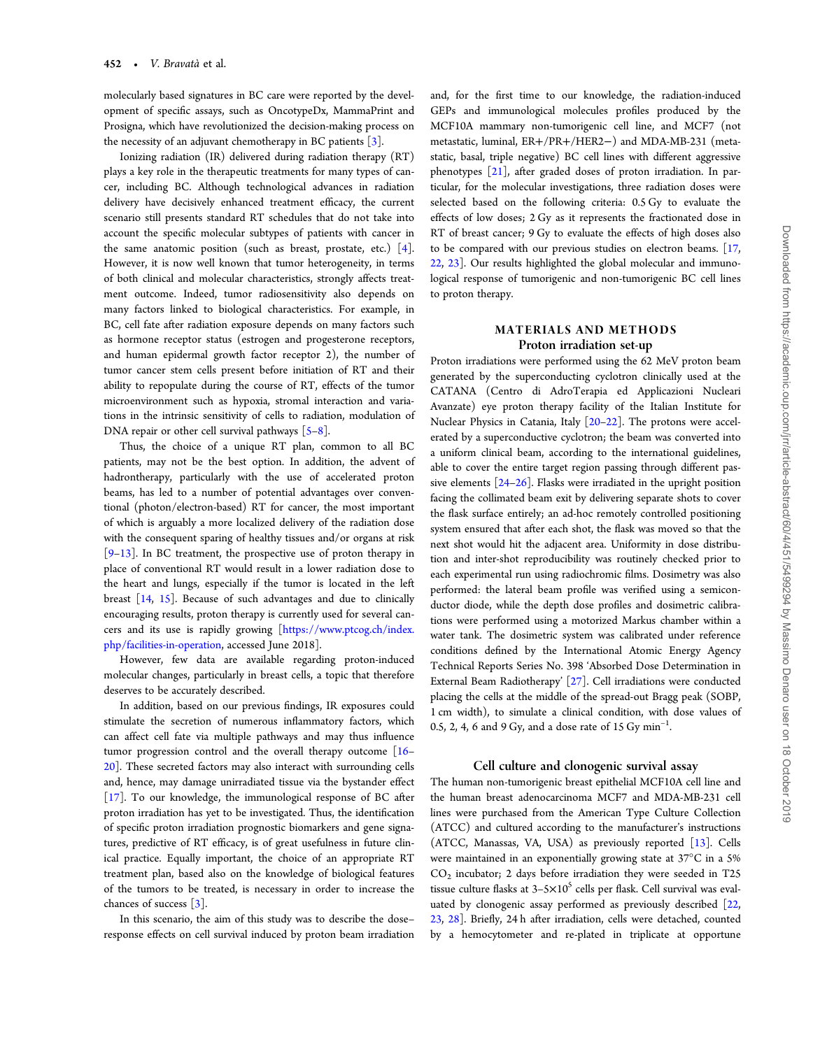molecularly based signatures in BC care were reported by the development of specific assays, such as OncotypeDx, MammaPrint and Prosigna, which have revolutionized the decision-making process on the necessity of an adjuvant chemotherapy in BC patients [3].

Ionizing radiation (IR) delivered during radiation therapy (RT) plays a key role in the therapeutic treatments for many types of cancer, including BC. Although technological advances in radiation delivery have decisively enhanced treatment efficacy, the current scenario still presents standard RT schedules that do not take into account the specific molecular subtypes of patients with cancer in the same anatomic position (such as breast, prostate, etc.) [4]. However, it is now well known that tumor heterogeneity, in terms of both clinical and molecular characteristics, strongly affects treatment outcome. Indeed, tumor radiosensitivity also depends on many factors linked to biological characteristics. For example, in BC, cell fate after radiation exposure depends on many factors such as hormone receptor status (estrogen and progesterone receptors, and human epidermal growth factor receptor 2), the number of tumor cancer stem cells present before initiation of RT and their ability to repopulate during the course of RT, effects of the tumor microenvironment such as hypoxia, stromal interaction and variations in the intrinsic sensitivity of cells to radiation, modulation of DNA repair or other cell survival pathways [5–8].

Thus, the choice of a unique RT plan, common to all BC patients, may not be the best option. In addition, the advent of hadrontherapy, particularly with the use of accelerated proton beams, has led to a number of potential advantages over conventional (photon/electron-based) RT for cancer, the most important of which is arguably a more localized delivery of the radiation dose with the consequent sparing of healthy tissues and/or organs at risk [9–13]. In BC treatment, the prospective use of proton therapy in place of conventional RT would result in a lower radiation dose to the heart and lungs, especially if the tumor is located in the left breast [14, 15]. Because of such advantages and due to clinically encouraging results, proton therapy is currently used for several cancers and its use is rapidly growing [https://www.ptcog.ch/index.php/facilities-in-operation, accessed June 2018].

However, few data are available regarding proton-induced molecular changes, particularly in breast cells, a topic that therefore deserves to be accurately described.

In addition, based on our previous findings, IR exposures could stimulate the secretion of numerous inflammatory factors, which can affect cell fate via multiple pathways and may thus influence tumor progression control and the overall therapy outcome [16–20]. These secreted factors may also interact with surrounding cells and, hence, may damage unirradiated tissue via the bystander effect [17]. To our knowledge, the immunological response of BC after proton irradiation has yet to be investigated. Thus, the identification of specific proton irradiation prognostic biomarkers and gene signatures, predictive of RT efficacy, is of great usefulness in future clinical practice. Equally important, the choice of an appropriate RT treatment plan, based also on the knowledge of biological features of the tumors to be treated, is necessary in order to increase the chances of success [3].

In this scenario, the aim of this study was to describe the dose–response effects on cell survival induced by proton beam irradiation and, for the first time to our knowledge, the radiation-induced GEPs and immunological molecules profiles produced by the MCF10A mammary non-tumorigenic cell line, and MCF7 (not metastatic, luminal, ER+/PR+/HER2−) and MDA-MB-231 (metastatic, basal, triple negative) BC cell lines with different aggressive phenotypes [21], after graded doses of proton irradiation. In particular, for the molecular investigations, three radiation doses were selected based on the following criteria: 0.5 Gy to evaluate the effects of low doses; 2 Gy as it represents the fractionated dose in RT of breast cancer; 9 Gy to evaluate the effects of high doses also to be compared with our previous studies on electron beams. [17, 22, 23]. Our results highlighted the global molecular and immunological response of tumorigenic and non-tumorigenic BC cell lines to proton therapy.

## MATERIALS AND METHODS

### Proton irradiation set-up

Proton irradiations were performed using the 62 MeV proton beam generated by the superconducting cyclotron clinically used at the CATANA (Centro di AdroTerapia ed Applicazioni Nucleari Avanzate) eye proton therapy facility of the Italian Institute for Nuclear Physics in Catania, Italy [20–22]. The protons were accelerated by a superconductive cyclotron; the beam was converted into a uniform clinical beam, according to the international guidelines, able to cover the entire target region passing through different passive elements [24–26]. Flasks were irradiated in the upright position facing the collimated beam exit by delivering separate shots to cover the flask surface entirely; an ad-hoc remotely controlled positioning system ensured that after each shot, the flask was moved so that the next shot would hit the adjacent area. Uniformity in dose distribution and inter-shot reproducibility was routinely checked prior to each experimental run using radiochromic films. Dosimetry was also performed: the lateral beam profile was verified using a semiconductor diode, while the depth dose profiles and dosimetric calibrations were performed using a motorized Markus chamber within a water tank. The dosimetric system was calibrated under reference conditions defined by the International Atomic Energy Agency Technical Reports Series No. 398 'Absorbed Dose Determination in External Beam Radiotherapy' [27]. Cell irradiations were conducted placing the cells at the middle of the spread-out Bragg peak (SOBP, 1 cm width), to simulate a clinical condition, with dose values of 0.5, 2, 4, 6 and 9 Gy, and a dose rate of 15 Gy $min^{-1}$.

### Cell culture and clonogenic survival assay

The human non-tumorigenic breast epithelial MCF10A cell line and the human breast adenocarcinoma MCF7 and MDA-MB-231 cell lines were purchased from the American Type Culture Collection (ATCC) and cultured according to the manufacturer's instructions (ATCC, Manassas, VA, USA) as previously reported [13]. Cells were maintained in an exponentially growing state at 37°C in a 5% $CO_2$ incubator; 2 days before irradiation they were seeded in T25 tissue culture flasks at 3–5×$10^5$ cells per flask. Cell survival was evaluated by clonogenic assay performed as previously described [22, 23, 28]. Briefly, 24 h after irradiation, cells were detached, counted by a hemocytometer and re-plated in triplicate at opportune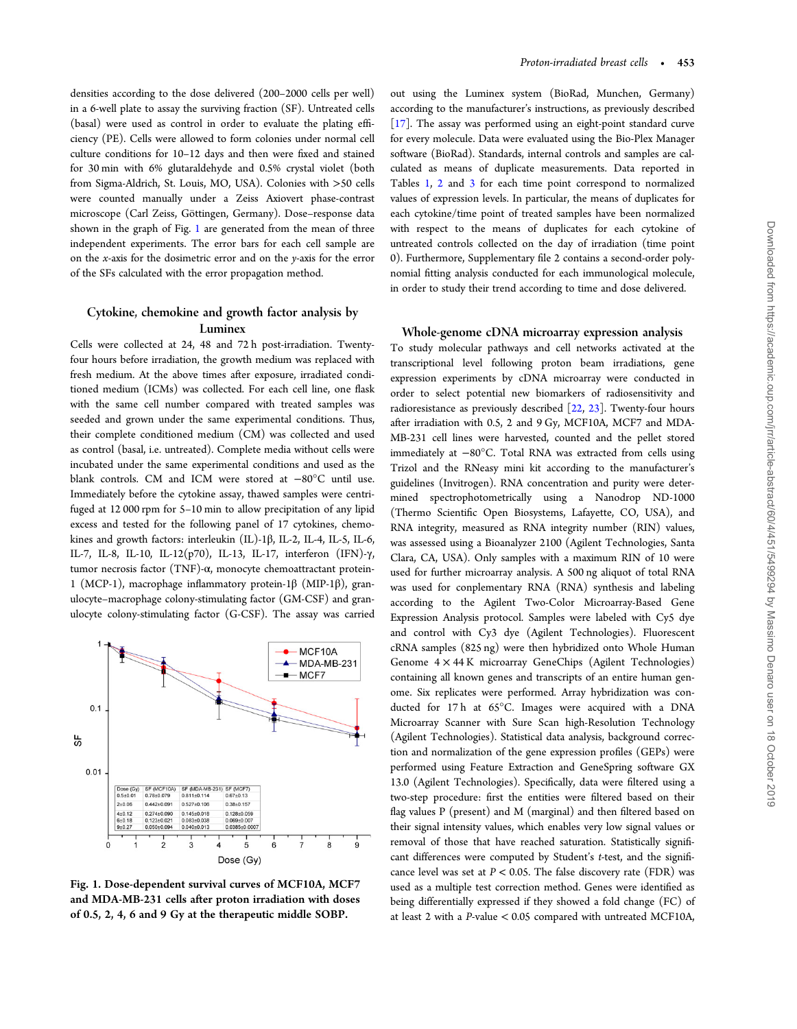densities according to the dose delivered (200–2000 cells per well) in a 6-well plate to assay the surviving fraction (SF). Untreated cells (basal) were used as control in order to evaluate the plating efficiency (PE). Cells were allowed to form colonies under normal cell culture conditions for 10–12 days and then were fixed and stained for 30 min with 6% glutaraldehyde and 0.5% crystal violet (both from Sigma-Aldrich, St. Louis, MO, USA). Colonies with >50 cells were counted manually under a Zeiss Axiovert phase-contrast microscope (Carl Zeiss, Göttingen, Germany). Dose–response data shown in the graph of Fig. 1 are generated from the mean of three independent experiments. The error bars for each cell sample are on the *x*-axis for the dosimetric error and on the *y*-axis for the error of the SFs calculated with the error propagation method.

## Cytokine, chemokine and growth factor analysis by Luminex

Cells were collected at 24, 48 and 72 h post-irradiation. Twenty-four hours before irradiation, the growth medium was replaced with fresh medium. At the above times after exposure, irradiated conditioned medium (ICMs) was collected. For each cell line, one flask with the same cell number compared with treated samples was seeded and grown under the same experimental conditions. Thus, their complete conditioned medium (CM) was collected and used as control (basal, i.e. untreated). Complete media without cells were incubated under the same experimental conditions and used as the blank controls. CM and ICM were stored at −80°C until use. Immediately before the cytokine assay, thawed samples were centrifuged at 12 000 rpm for 5–10 min to allow precipitation of any lipid excess and tested for the following panel of 17 cytokines, chemokines and growth factors: interleukin (IL)-1β, IL-2, IL-4, IL-5, IL-6, IL-7, IL-8, IL-10, IL-12(p70), IL-13, IL-17, interferon (IFN)-γ, tumor necrosis factor (TNF)-α, monocyte chemoattractant protein-1 (MCP-1), macrophage inflammatory protein-1β (MIP-1β), granulocyte–macrophage colony-stimulating factor (GM-CSF) and granulocyte colony-stimulating factor (G-CSF). The assay was carried out using the Luminex system (BioRad, Munchen, Germany) according to the manufacturer's instructions, as previously described [17]. The assay was performed using an eight-point standard curve for every molecule. Data were evaluated using the Bio-Plex Manager software (BioRad). Standards, internal controls and samples are calculated as means of duplicate measurements. Data reported in Tables 1, 2 and 3 for each time point correspond to normalized values of expression levels. In particular, the means of duplicates for each cytokine/time point of treated samples have been normalized with respect to the means of duplicates for each cytokine of untreated controls collected on the day of irradiation (time point 0). Furthermore, Supplementary file 2 contains a second-order polynomial fitting analysis conducted for each immunological molecule, in order to study their trend according to time and dose delivered.

| Dose (Gy) | SF (MCF10A) | SF (MDA-MB-231) | SF (MCF7) |
|---|---|---|---|
| 0.5±0.01 | 0.78±0.079 | 0.811±0.114 | 0.67±0.13 |
| 2±0.06 | 0.442±0.091 | 0.527±0.106 | 0.38±0.157 |
| 4±0.12 | 0.274±0.090 | 0.145±0.018 | 0.128±0.059 |
| 6±0.18 | 0.123±0.021 | 0.083±0.038 | 0.069±0.007 |
| 9±0.27 | 0.050±0.094 | 0.040±0.013 | 0.0385±0.0007 |

**Fig. 1. Dose-dependent survival curves of MCF10A, MCF7 and MDA-MB-231 cells after proton irradiation with doses of 0.5, 2, 4, 6 and 9 Gy at the therapeutic middle SOBP.**

## Whole-genome cDNA microarray expression analysis

To study molecular pathways and cell networks activated at the transcriptional level following proton beam irradiations, gene expression experiments by cDNA microarray were conducted in order to select potential new biomarkers of radiosensitivity and radioresistance as previously described [22, 23]. Twenty-four hours after irradiation with 0.5, 2 and 9 Gy, MCF10A, MCF7 and MDA-MB-231 cell lines were harvested, counted and the pellet stored immediately at −80°C. Total RNA was extracted from cells using Trizol and the RNeasy mini kit according to the manufacturer's guidelines (Invitrogen). RNA concentration and purity were determined spectrophotometrically using a Nanodrop ND-1000 (Thermo Scientific Open Biosystems, Lafayette, CO, USA), and RNA integrity, measured as RNA integrity number (RIN) values, was assessed using a Bioanalyzer 2100 (Agilent Technologies, Santa Clara, CA, USA). Only samples with a maximum RIN of 10 were used for further microarray analysis. A 500 ng aliquot of total RNA was used for conplementary RNA (RNA) synthesis and labeling according to the Agilent Two-Color Microarray-Based Gene Expression Analysis protocol. Samples were labeled with Cy5 dye and control with Cy3 dye (Agilent Technologies). Fluorescent cRNA samples (825 ng) were then hybridized onto Whole Human Genome 4 × 44 K microarray GeneChips (Agilent Technologies) containing all known genes and transcripts of an entire human genome. Six replicates were performed. Array hybridization was conducted for 17 h at 65°C. Images were acquired with a DNA Microarray Scanner with Sure Scan high-Resolution Technology (Agilent Technologies). Statistical data analysis, background correction and normalization of the gene expression profiles (GEPs) were performed using Feature Extraction and GeneSpring software GX 13.0 (Agilent Technologies). Specifically, data were filtered using a two-step procedure: first the entities were filtered based on their flag values P (present) and M (marginal) and then filtered based on their signal intensity values, which enables very low signal values or removal of those that have reached saturation. Statistically significant differences were computed by Student's *t*-test, and the significance level was set at $P < 0.05$. The false discovery rate (FDR) was used as a multiple test correction method. Genes were identified as being differentially expressed if they showed a fold change (FC) of at least 2 with a *P*-value $< 0.05$ compared with untreated MCF10A,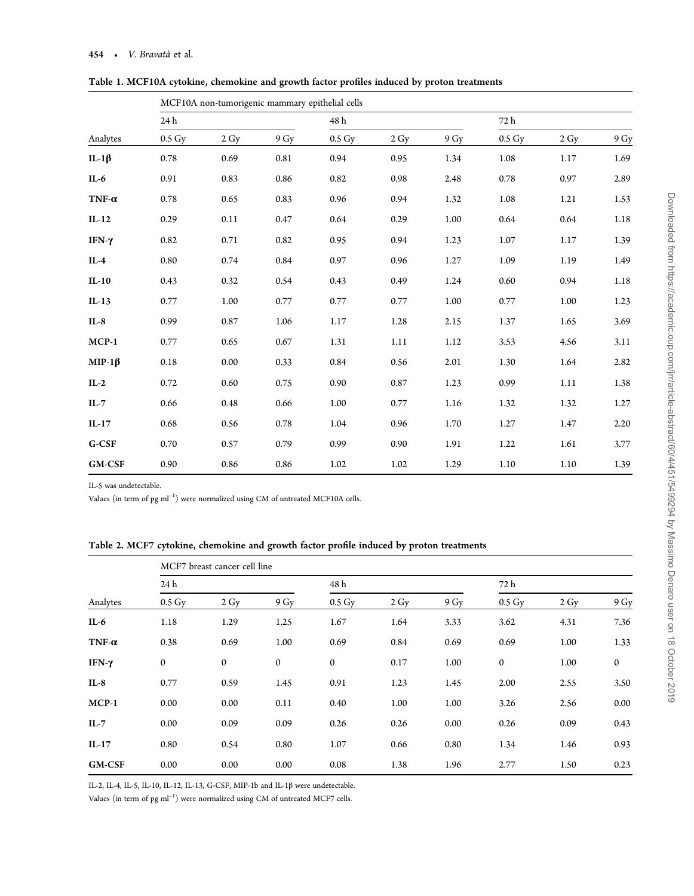**Table 1. MCF10A cytokine, chemokine and growth factor profiles induced by proton treatments**

| | MCF10A non-tumorigenic mammary epithelial cells | | | | | | | | |
|---|---|---|---|---|---|---|---|---|---|
| | 24 h | | | 48 h | | | 72 h | | |
| Analytes | 0.5 Gy | 2 Gy | 9 Gy | 0.5 Gy | 2 Gy | 9 Gy | 0.5 Gy | 2 Gy | 9 Gy |
| **IL-1β** | 0.78 | 0.69 | 0.81 | 0.94 | 0.95 | 1.34 | 1.08 | 1.17 | 1.69 |
| **IL-6** | 0.91 | 0.83 | 0.86 | 0.82 | 0.98 | 2.48 | 0.78 | 0.97 | 2.89 |
| **TNF-α** | 0.78 | 0.65 | 0.83 | 0.96 | 0.94 | 1.32 | 1.08 | 1.21 | 1.53 |
| **IL-12** | 0.29 | 0.11 | 0.47 | 0.64 | 0.29 | 1.00 | 0.64 | 0.64 | 1.18 |
| **IFN-γ** | 0.82 | 0.71 | 0.82 | 0.95 | 0.94 | 1.23 | 1.07 | 1.17 | 1.39 |
| **IL-4** | 0.80 | 0.74 | 0.84 | 0.97 | 0.96 | 1.27 | 1.09 | 1.19 | 1.49 |
| **IL-10** | 0.43 | 0.32 | 0.54 | 0.43 | 0.49 | 1.24 | 0.60 | 0.94 | 1.18 |
| **IL-13** | 0.77 | 1.00 | 0.77 | 0.77 | 0.77 | 1.00 | 0.77 | 1.00 | 1.23 |
| **IL-8** | 0.99 | 0.87 | 1.06 | 1.17 | 1.28 | 2.15 | 1.37 | 1.65 | 3.69 |
| **MCP-1** | 0.77 | 0.65 | 0.67 | 1.31 | 1.11 | 1.12 | 3.53 | 4.56 | 3.11 |
| **MIP-1β** | 0.18 | 0.00 | 0.33 | 0.84 | 0.56 | 2.01 | 1.30 | 1.64 | 2.82 |
| **IL-2** | 0.72 | 0.60 | 0.75 | 0.90 | 0.87 | 1.23 | 0.99 | 1.11 | 1.38 |
| **IL-7** | 0.66 | 0.48 | 0.66 | 1.00 | 0.77 | 1.16 | 1.32 | 1.32 | 1.27 |
| **IL-17** | 0.68 | 0.56 | 0.78 | 1.04 | 0.96 | 1.70 | 1.27 | 1.47 | 2.20 |
| **G-CSF** | 0.70 | 0.57 | 0.79 | 0.99 | 0.90 | 1.91 | 1.22 | 1.61 | 3.77 |
| **GM-CSF** | 0.90 | 0.86 | 0.86 | 1.02 | 1.02 | 1.29 | 1.10 | 1.10 | 1.39 |

IL-5 was undetectable.

Values (in term of pg $ml^{-1}$) were normalized using CM of untreated MCF10A cells.

**Table 2. MCF7 cytokine, chemokine and growth factor profile induced by proton treatments**

| | MCF7 breast cancer cell line | | | | | | | | |
|---|---|---|---|---|---|---|---|---|---|
| | 24 h | | | 48 h | | | 72 h | | |
| Analytes | 0.5 Gy | 2 Gy | 9 Gy | 0.5 Gy | 2 Gy | 9 Gy | 0.5 Gy | 2 Gy | 9 Gy |
| **IL-6** | 1.18 | 1.29 | 1.25 | 1.67 | 1.64 | 3.33 | 3.62 | 4.31 | 7.36 |
| **TNF-α** | 0.38 | 0.69 | 1.00 | 0.69 | 0.84 | 0.69 | 0.69 | 1.00 | 1.33 |
| **IFN-γ** | 0 | 0 | 0 | 0 | 0.17 | 1.00 | 0 | 1.00 | 0 |
| **IL-8** | 0.77 | 0.59 | 1.45 | 0.91 | 1.23 | 1.45 | 2.00 | 2.55 | 3.50 |
| **MCP-1** | 0.00 | 0.00 | 0.11 | 0.40 | 1.00 | 1.00 | 3.26 | 2.56 | 0.00 |
| **IL-7** | 0.00 | 0.09 | 0.09 | 0.26 | 0.26 | 0.00 | 0.26 | 0.09 | 0.43 |
| **IL-17** | 0.80 | 0.54 | 0.80 | 1.07 | 0.66 | 0.80 | 1.34 | 1.46 | 0.93 |
| **GM-CSF** | 0.00 | 0.00 | 0.00 | 0.08 | 1.38 | 1.96 | 2.77 | 1.50 | 0.23 |

IL-2, IL-4, IL-5, IL-10, IL-12, IL-13, G-CSF, MIP-1b and IL-1β were undetectable.

Values (in term of pg $ml^{-1}$) were normalized using CM of untreated MCF7 cells.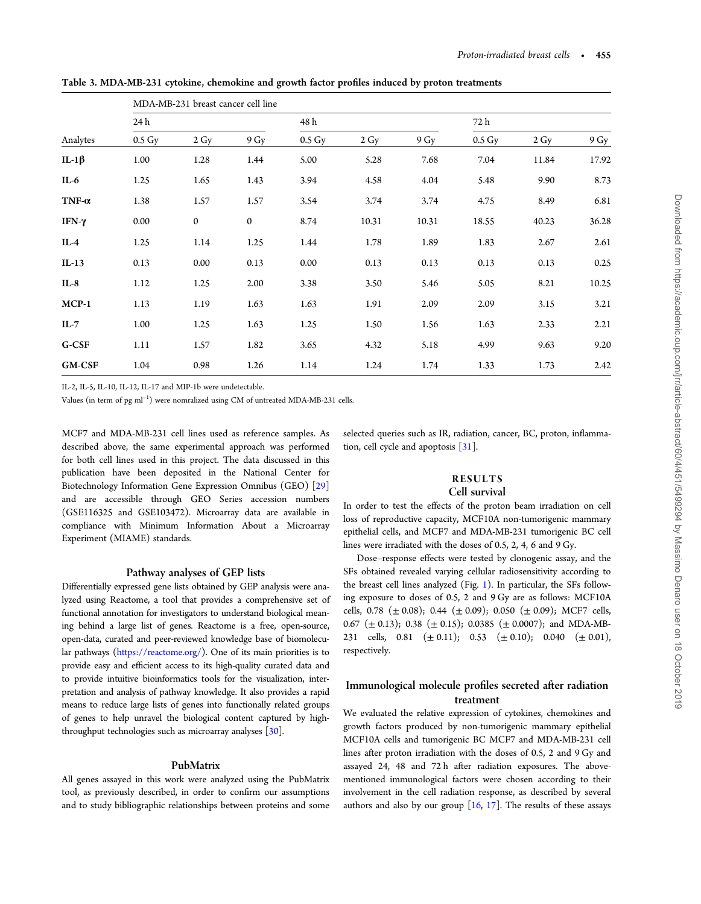**Table 3. MDA-MB-231 cytokine, chemokine and growth factor profiles induced by proton treatments**

| | MDA-MB-231 breast cancer cell line | | | | | | | | |
|---|---|---|---|---|---|---|---|---|---|
| | 24 h | | | 48 h | | | 72 h | | |
| Analytes | 0.5 Gy | 2 Gy | 9 Gy | 0.5 Gy | 2 Gy | 9 Gy | 0.5 Gy | 2 Gy | 9 Gy |
| **IL-1β** | 1.00 | 1.28 | 1.44 | 5.00 | 5.28 | 7.68 | 7.04 | 11.84 | 17.92 |
| **IL-6** | 1.25 | 1.65 | 1.43 | 3.94 | 4.58 | 4.04 | 5.48 | 9.90 | 8.73 |
| **TNF-α** | 1.38 | 1.57 | 1.57 | 3.54 | 3.74 | 3.74 | 4.75 | 8.49 | 6.81 |
| **IFN-γ** | 0.00 | 0 | 0 | 8.74 | 10.31 | 10.31 | 18.55 | 40.23 | 36.28 |
| **IL-4** | 1.25 | 1.14 | 1.25 | 1.44 | 1.78 | 1.89 | 1.83 | 2.67 | 2.61 |
| **IL-13** | 0.13 | 0.00 | 0.13 | 0.00 | 0.13 | 0.13 | 0.13 | 0.13 | 0.25 |
| **IL-8** | 1.12 | 1.25 | 2.00 | 3.38 | 3.50 | 5.46 | 5.05 | 8.21 | 10.25 |
| **MCP-1** | 1.13 | 1.19 | 1.63 | 1.63 | 1.91 | 2.09 | 2.09 | 3.15 | 3.21 |
| **IL-7** | 1.00 | 1.25 | 1.63 | 1.25 | 1.50 | 1.56 | 1.63 | 2.33 | 2.21 |
| **G-CSF** | 1.11 | 1.57 | 1.82 | 3.65 | 4.32 | 5.18 | 4.99 | 9.63 | 9.20 |
| **GM-CSF** | 1.04 | 0.98 | 1.26 | 1.14 | 1.24 | 1.74 | 1.33 | 1.73 | 2.42 |

IL-2, IL-5, IL-10, IL-12, IL-17 and MIP-1b were undetectable.

Values (in term of pg ml$^{-1}$) were nomralized using CM of untreated MDA-MB-231 cells.

MCF7 and MDA-MB-231 cell lines used as reference samples. As described above, the same experimental approach was performed for both cell lines used in this project. The data discussed in this publication have been deposited in the National Center for Biotechnology Information Gene Expression Omnibus (GEO) [29] and are accessible through GEO Series accession numbers (GSE116325 and GSE103472). Microarray data are available in compliance with Minimum Information About a Microarray Experiment (MIAME) standards.

### Pathway analyses of GEP lists

Differentially expressed gene lists obtained by GEP analysis were analyzed using Reactome, a tool that provides a comprehensive set of functional annotation for investigators to understand biological meaning behind a large list of genes. Reactome is a free, open-source, open-data, curated and peer-reviewed knowledge base of biomolecular pathways (https://reactome.org/). One of its main priorities is to provide easy and efficient access to its high-quality curated data and to provide intuitive bioinformatics tools for the visualization, interpretation and analysis of pathway knowledge. It also provides a rapid means to reduce large lists of genes into functionally related groups of genes to help unravel the biological content captured by high-throughput technologies such as microarray analyses [30].

### PubMatrix

All genes assayed in this work were analyzed using the PubMatrix tool, as previously described, in order to confirm our assumptions and to study bibliographic relationships between proteins and some selected queries such as IR, radiation, cancer, BC, proton, inflammation, cell cycle and apoptosis [31].

## RESULTS

### Cell survival

In order to test the effects of the proton beam irradiation on cell loss of reproductive capacity, MCF10A non-tumorigenic mammary epithelial cells, and MCF7 and MDA-MB-231 tumorigenic BC cell lines were irradiated with the doses of 0.5, 2, 4, 6 and 9 Gy.

Dose–response effects were tested by clonogenic assay, and the SFs obtained revealed varying cellular radiosensitivity according to the breast cell lines analyzed (Fig. 1). In particular, the SFs following exposure to doses of 0.5, 2 and 9 Gy are as follows: MCF10A cells, 0.78 (± 0.08); 0.44 (± 0.09); 0.050 (± 0.09); MCF7 cells, 0.67 (± 0.13); 0.38 (± 0.15); 0.0385 (± 0.0007); and MDA-MB-231 cells, 0.81 (± 0.11); 0.53 (± 0.10); 0.040 (± 0.01), respectively.

### Immunological molecule profiles secreted after radiation treatment

We evaluated the relative expression of cytokines, chemokines and growth factors produced by non-tumorigenic mammary epithelial MCF10A cells and tumorigenic BC MCF7 and MDA-MB-231 cell lines after proton irradiation with the doses of 0.5, 2 and 9 Gy and assayed 24, 48 and 72 h after radiation exposures. The above-mentioned immunological factors were chosen according to their involvement in the cell radiation response, as described by several authors and also by our group [16, 17]. The results of these assays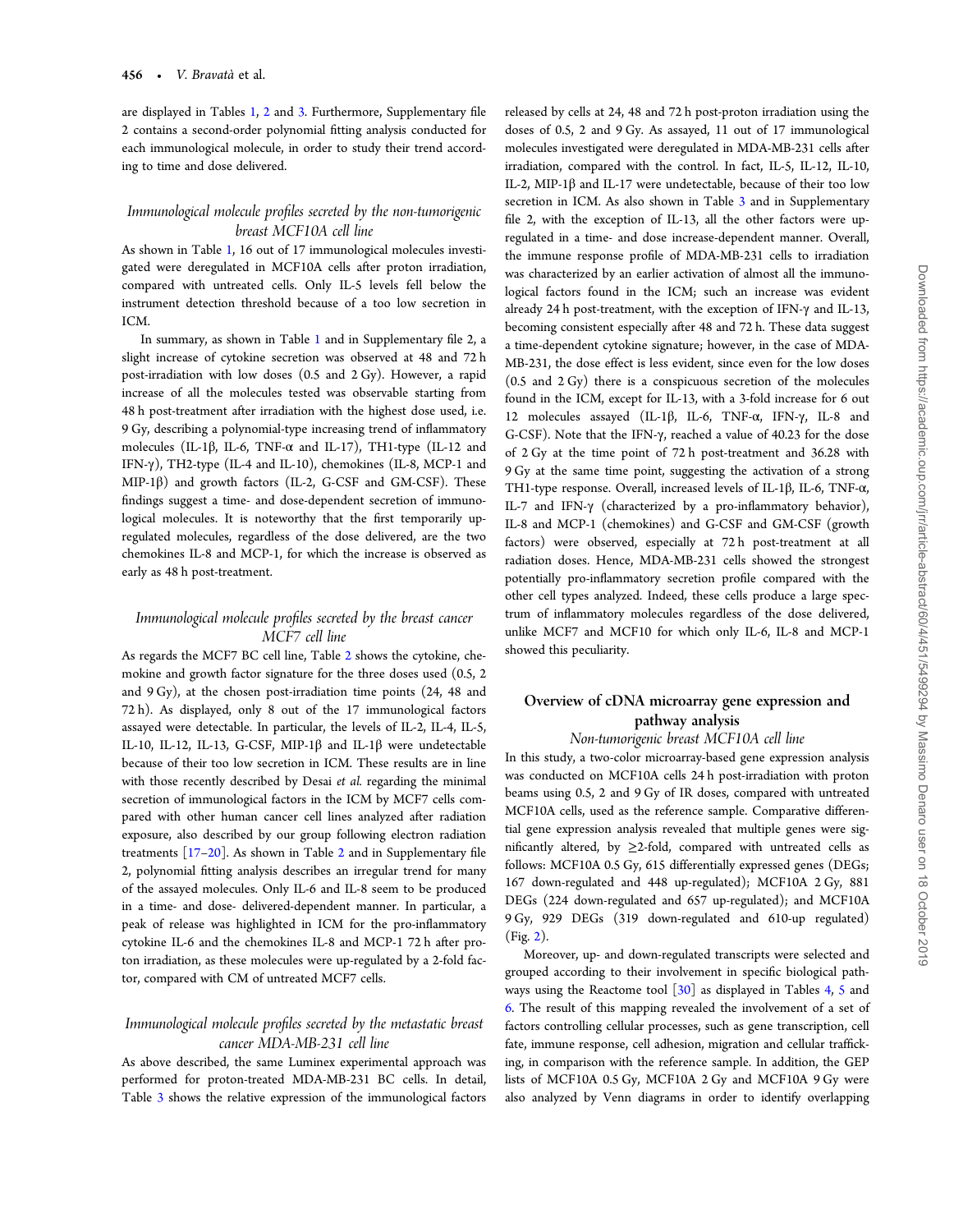are displayed in Tables 1, 2 and 3. Furthermore, Supplementary file 2 contains a second-order polynomial fitting analysis conducted for each immunological molecule, in order to study their trend according to time and dose delivered.

### *Immunological molecule profiles secreted by the non-tumorigenic breast MCF10A cell line*

As shown in Table 1, 16 out of 17 immunological molecules investigated were deregulated in MCF10A cells after proton irradiation, compared with untreated cells. Only IL-5 levels fell below the instrument detection threshold because of a too low secretion in ICM.

In summary, as shown in Table 1 and in Supplementary file 2, a slight increase of cytokine secretion was observed at 48 and 72 h post-irradiation with low doses (0.5 and 2 Gy). However, a rapid increase of all the molecules tested was observable starting from 48 h post-treatment after irradiation with the highest dose used, i.e. 9 Gy, describing a polynomial-type increasing trend of inflammatory molecules (IL-1β, IL-6, TNF-α and IL-17), TH1-type (IL-12 and IFN-γ), TH2-type (IL-4 and IL-10), chemokines (IL-8, MCP-1 and MIP-1β) and growth factors (IL-2, G-CSF and GM-CSF). These findings suggest a time- and dose-dependent secretion of immunological molecules. It is noteworthy that the first temporarily up-regulated molecules, regardless of the dose delivered, are the two chemokines IL-8 and MCP-1, for which the increase is observed as early as 48 h post-treatment.

### *Immunological molecule profiles secreted by the breast cancer MCF7 cell line*

As regards the MCF7 BC cell line, Table 2 shows the cytokine, chemokine and growth factor signature for the three doses used (0.5, 2 and 9 Gy), at the chosen post-irradiation time points (24, 48 and 72 h). As displayed, only 8 out of the 17 immunological factors assayed were detectable. In particular, the levels of IL-2, IL-4, IL-5, IL-10, IL-12, IL-13, G-CSF, MIP-1β and IL-1β were undetectable because of their too low secretion in ICM. These results are in line with those recently described by Desai *et al.* regarding the minimal secretion of immunological factors in the ICM by MCF7 cells compared with other human cancer cell lines analyzed after radiation exposure, also described by our group following electron radiation treatments [17–20]. As shown in Table 2 and in Supplementary file 2, polynomial fitting analysis describes an irregular trend for many of the assayed molecules. Only IL-6 and IL-8 seem to be produced in a time- and dose- delivered-dependent manner. In particular, a peak of release was highlighted in ICM for the pro-inflammatory cytokine IL-6 and the chemokines IL-8 and MCP-1 72 h after proton irradiation, as these molecules were up-regulated by a 2-fold factor, compared with CM of untreated MCF7 cells.

### *Immunological molecule profiles secreted by the metastatic breast cancer MDA-MB-231 cell line*

As above described, the same Luminex experimental approach was performed for proton-treated MDA-MB-231 BC cells. In detail, Table 3 shows the relative expression of the immunological factors released by cells at 24, 48 and 72 h post-proton irradiation using the doses of 0.5, 2 and 9 Gy. As assayed, 11 out of 17 immunological molecules investigated were deregulated in MDA-MB-231 cells after irradiation, compared with the control. In fact, IL-5, IL-12, IL-10, IL-2, MIP-1β and IL-17 were undetectable, because of their too low secretion in ICM. As also shown in Table 3 and in Supplementary file 2, with the exception of IL-13, all the other factors were up-regulated in a time- and dose increase-dependent manner. Overall, the immune response profile of MDA-MB-231 cells to irradiation was characterized by an earlier activation of almost all the immunological factors found in the ICM; such an increase was evident already 24 h post-treatment, with the exception of IFN-γ and IL-13, becoming consistent especially after 48 and 72 h. These data suggest a time-dependent cytokine signature; however, in the case of MDA-MB-231, the dose effect is less evident, since even for the low doses (0.5 and 2 Gy) there is a conspicuous secretion of the molecules found in the ICM, except for IL-13, with a 3-fold increase for 6 out 12 molecules assayed (IL-1β, IL-6, TNF-α, IFN-γ, IL-8 and G-CSF). Note that the IFN-γ, reached a value of 40.23 for the dose of 2 Gy at the time point of 72 h post-treatment and 36.28 with 9 Gy at the same time point, suggesting the activation of a strong TH1-type response. Overall, increased levels of IL-1β, IL-6, TNF-α, IL-7 and IFN-γ (characterized by a pro-inflammatory behavior), IL-8 and MCP-1 (chemokines) and G-CSF and GM-CSF (growth factors) were observed, especially at 72 h post-treatment at all radiation doses. Hence, MDA-MB-231 cells showed the strongest potentially pro-inflammatory secretion profile compared with the other cell types analyzed. Indeed, these cells produce a large spectrum of inflammatory molecules regardless of the dose delivered, unlike MCF7 and MCF10 for which only IL-6, IL-8 and MCP-1 showed this peculiarity.

## Overview of cDNA microarray gene expression and pathway analysis

### *Non-tumorigenic breast MCF10A cell line*

In this study, a two-color microarray-based gene expression analysis was conducted on MCF10A cells 24 h post-irradiation with proton beams using 0.5, 2 and 9 Gy of IR doses, compared with untreated MCF10A cells, used as the reference sample. Comparative differential gene expression analysis revealed that multiple genes were significantly altered, by ≥2-fold, compared with untreated cells as follows: MCF10A 0.5 Gy, 615 differentially expressed genes (DEGs; 167 down-regulated and 448 up-regulated); MCF10A 2 Gy, 881 DEGs (224 down-regulated and 657 up-regulated); and MCF10A 9 Gy, 929 DEGs (319 down-regulated and 610-up regulated) (Fig. 2).

Moreover, up- and down-regulated transcripts were selected and grouped according to their involvement in specific biological pathways using the Reactome tool [30] as displayed in Tables 4, 5 and 6. The result of this mapping revealed the involvement of a set of factors controlling cellular processes, such as gene transcription, cell fate, immune response, cell adhesion, migration and cellular trafficking, in comparison with the reference sample. In addition, the GEP lists of MCF10A 0.5 Gy, MCF10A 2 Gy and MCF10A 9 Gy were also analyzed by Venn diagrams in order to identify overlapping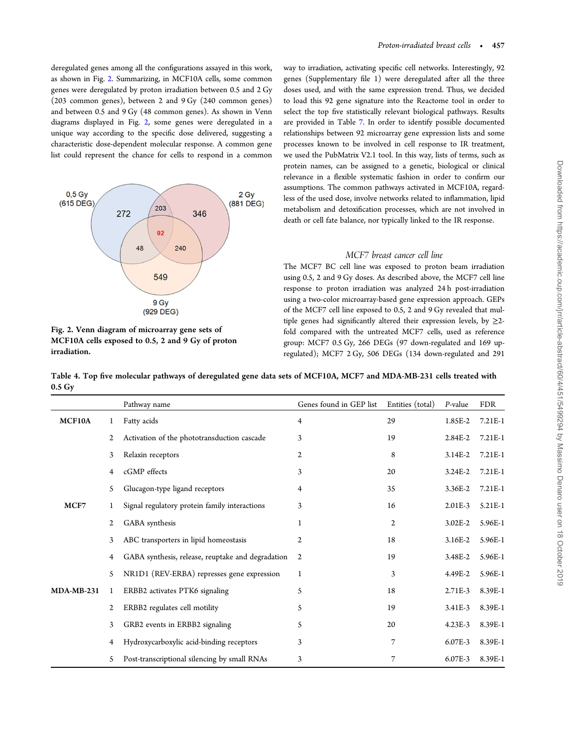deregulated genes among all the configurations assayed in this work, as shown in Fig. 2. Summarizing, in MCF10A cells, some common genes were deregulated by proton irradiation between 0.5 and 2 Gy (203 common genes), between 2 and 9 Gy (240 common genes) and between 0.5 and 9 Gy (48 common genes). As shown in Venn diagrams displayed in Fig. 2, some genes were deregulated in a unique way according to the specific dose delivered, suggesting a characteristic dose-dependent molecular response. A common gene list could represent the chance for cells to respond in a common way to irradiation, activating specific cell networks. Interestingly, 92 genes (Supplementary file 1) were deregulated after all the three doses used, and with the same expression trend. Thus, we decided to load this 92 gene signature into the Reactome tool in order to select the top five statistically relevant biological pathways. Results are provided in Table 7. In order to identify possible documented relationships between 92 microarray gene expression lists and some processes known to be involved in cell response to IR treatment, we used the PubMatrix V2.1 tool. In this way, lists of terms, such as protein names, can be assigned to a genetic, biological or clinical relevance in a flexible systematic fashion in order to confirm our assumptions. The common pathways activated in MCF10A, regardless of the used dose, involve networks related to inflammation, lipid metabolism and detoxification processes, which are not involved in death or cell fate balance, nor typically linked to the IR response.

**Fig. 2. Venn diagram of microarray gene sets of MCF10A cells exposed to 0.5, 2 and 9 Gy of proton irradiation.**

### *MCF7 breast cancer cell line*

The MCF7 BC cell line was exposed to proton beam irradiation using 0.5, 2 and 9 Gy doses. As described above, the MCF7 cell line response to proton irradiation was analyzed 24 h post-irradiation using a two-color microarray-based gene expression approach. GEPs of the MCF7 cell line exposed to 0.5, 2 and 9 Gy revealed that multiple genes had significantly altered their expression levels, by ≥2-fold compared with the untreated MCF7 cells, used as reference group: MCF7 0.5 Gy, 266 DEGs (97 down-regulated and 169 up-regulated); MCF7 2 Gy, 506 DEGs (134 down-regulated and 291

**Table 4. Top five molecular pathways of deregulated gene data sets of MCF10A, MCF7 and MDA-MB-231 cells treated with 0.5 Gy**

| | | Pathway name | Genes found in GEP list | Entities (total) | *P*-value | FDR |
|---|---|---|---|---|---|---|
| **MCF10A** | 1 | Fatty acids | 4 | 29 | 1.85E-2 | 7.21E-1 |
| | 2 | Activation of the phototransduction cascade | 3 | 19 | 2.84E-2 | 7.21E-1 |
| | 3 | Relaxin receptors | 2 | 8 | 3.14E-2 | 7.21E-1 |
| | 4 | cGMP effects | 3 | 20 | 3.24E-2 | 7.21E-1 |
| | 5 | Glucagon-type ligand receptors | 4 | 35 | 3.36E-2 | 7.21E-1 |
| **MCF7** | 1 | Signal regulatory protein family interactions | 3 | 16 | 2.01E-3 | 5.21E-1 |
| | 2 | GABA synthesis | 1 | 2 | 3.02E-2 | 5.96E-1 |
| | 3 | ABC transporters in lipid homeostasis | 2 | 18 | 3.16E-2 | 5.96E-1 |
| | 4 | GABA synthesis, release, reuptake and degradation | 2 | 19 | 3.48E-2 | 5.96E-1 |
| | 5 | NR1D1 (REV-ERBA) represses gene expression | 1 | 3 | 4.49E-2 | 5.96E-1 |
| **MDA-MB-231** | 1 | ERBB2 activates PTK6 signaling | 5 | 18 | 2.71E-3 | 8.39E-1 |
| | 2 | ERBB2 regulates cell motility | 5 | 19 | 3.41E-3 | 8.39E-1 |
| | 3 | GRB2 events in ERBB2 signaling | 5 | 20 | 4.23E-3 | 8.39E-1 |
| | 4 | Hydroxycarboxylic acid-binding receptors | 3 | 7 | 6.07E-3 | 8.39E-1 |
| | 5 | Post-transcriptional silencing by small RNAs | 3 | 7 | 6.07E-3 | 8.39E-1 |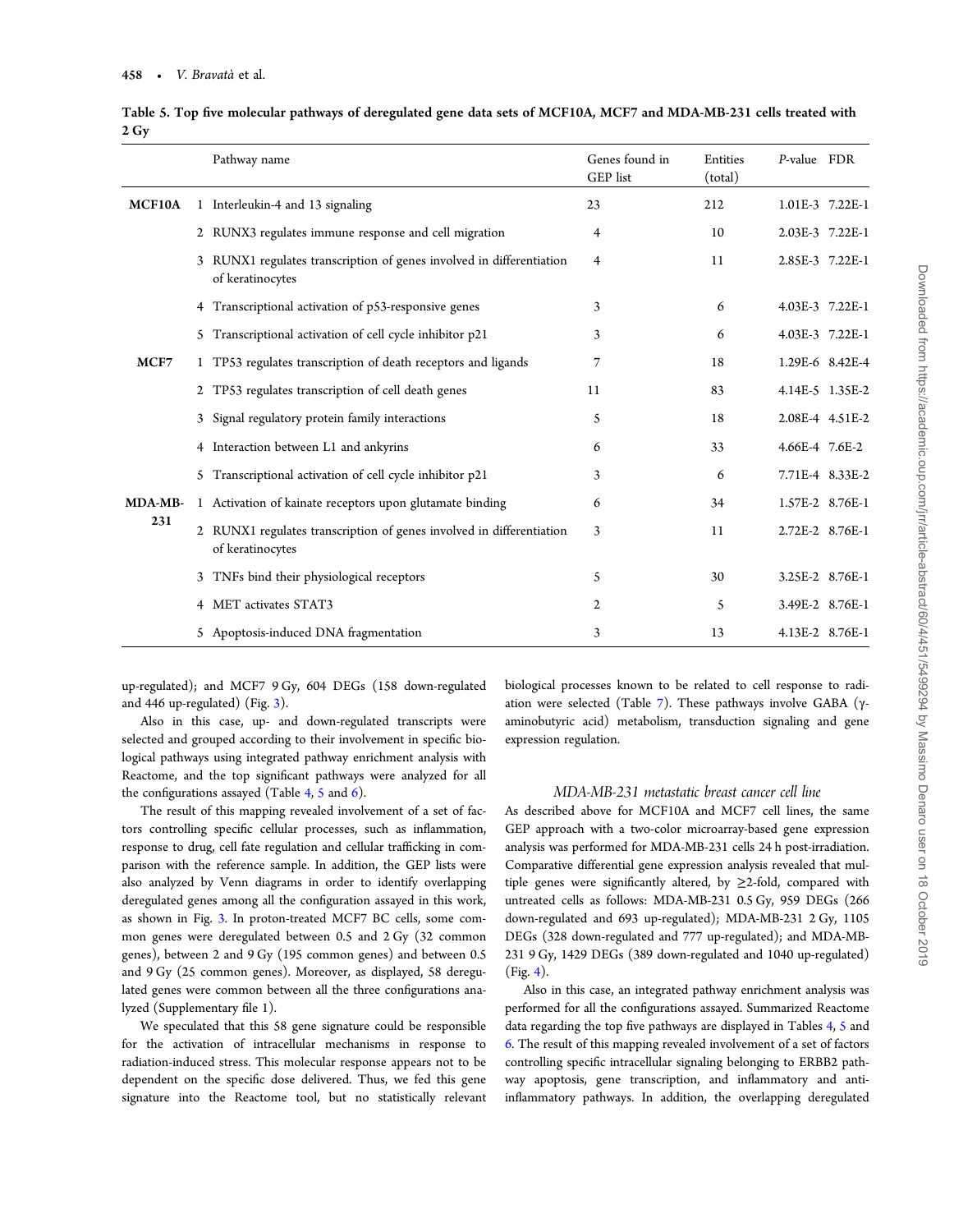**Table 5. Top five molecular pathways of deregulated gene data sets of MCF10A, MCF7 and MDA-MB-231 cells treated with 2 Gy**

| | | Pathway name | Genes found in GEP list | Entities (total) | P-value | FDR |
|---|---|---|---|---|---|---|
| **MCF10A** | 1 | Interleukin-4 and 13 signaling | 23 | 212 | 1.01E-3 | 7.22E-1 |
| | 2 | RUNX3 regulates immune response and cell migration | 4 | 10 | 2.03E-3 | 7.22E-1 |
| | 3 | RUNX1 regulates transcription of genes involved in differentiation of keratinocytes | 4 | 11 | 2.85E-3 | 7.22E-1 |
| | 4 | Transcriptional activation of p53-responsive genes | 3 | 6 | 4.03E-3 | 7.22E-1 |
| | 5 | Transcriptional activation of cell cycle inhibitor p21 | 3 | 6 | 4.03E-3 | 7.22E-1 |
| **MCF7** | 1 | TP53 regulates transcription of death receptors and ligands | 7 | 18 | 1.29E-6 | 8.42E-4 |
| | 2 | TP53 regulates transcription of cell death genes | 11 | 83 | 4.14E-5 | 1.35E-2 |
| | 3 | Signal regulatory protein family interactions | 5 | 18 | 2.08E-4 | 4.51E-2 |
| | 4 | Interaction between L1 and ankyrins | 6 | 33 | 4.66E-4 | 7.6E-2 |
| | 5 | Transcriptional activation of cell cycle inhibitor p21 | 3 | 6 | 7.71E-4 | 8.33E-2 |
| **MDA-MB-231** | 1 | Activation of kainate receptors upon glutamate binding | 6 | 34 | 1.57E-2 | 8.76E-1 |
| | 2 | RUNX1 regulates transcription of genes involved in differentiation of keratinocytes | 3 | 11 | 2.72E-2 | 8.76E-1 |
| | 3 | TNFs bind their physiological receptors | 5 | 30 | 3.25E-2 | 8.76E-1 |
| | 4 | MET activates STAT3 | 2 | 5 | 3.49E-2 | 8.76E-1 |
| | 5 | Apoptosis-induced DNA fragmentation | 3 | 13 | 4.13E-2 | 8.76E-1 |

up-regulated); and MCF7 9 Gy, 604 DEGs (158 down-regulated and 446 up-regulated) (Fig. 3).

Also in this case, up- and down-regulated transcripts were selected and grouped according to their involvement in specific biological pathways using integrated pathway enrichment analysis with Reactome, and the top significant pathways were analyzed for all the configurations assayed (Table 4, 5 and 6).

The result of this mapping revealed involvement of a set of factors controlling specific cellular processes, such as inflammation, response to drug, cell fate regulation and cellular trafficking in comparison with the reference sample. In addition, the GEP lists were also analyzed by Venn diagrams in order to identify overlapping deregulated genes among all the configuration assayed in this work, as shown in Fig. 3. In proton-treated MCF7 BC cells, some common genes were deregulated between 0.5 and 2 Gy (32 common genes), between 2 and 9 Gy (195 common genes) and between 0.5 and 9 Gy (25 common genes). Moreover, as displayed, 58 deregulated genes were common between all the three configurations analyzed (Supplementary file 1).

We speculated that this 58 gene signature could be responsible for the activation of intracellular mechanisms in response to radiation-induced stress. This molecular response appears not to be dependent on the specific dose delivered. Thus, we fed this gene signature into the Reactome tool, but no statistically relevant biological processes known to be related to cell response to radiation were selected (Table 7). These pathways involve GABA (γ-aminobutyric acid) metabolism, transduction signaling and gene expression regulation.

### *MDA-MB-231 metastatic breast cancer cell line*

As described above for MCF10A and MCF7 cell lines, the same GEP approach with a two-color microarray-based gene expression analysis was performed for MDA-MB-231 cells 24 h post-irradiation. Comparative differential gene expression analysis revealed that multiple genes were significantly altered, by ≥2-fold, compared with untreated cells as follows: MDA-MB-231 0.5 Gy, 959 DEGs (266 down-regulated and 693 up-regulated); MDA-MB-231 2 Gy, 1105 DEGs (328 down-regulated and 777 up-regulated); and MDA-MB-231 9 Gy, 1429 DEGs (389 down-regulated and 1040 up-regulated) (Fig. 4).

Also in this case, an integrated pathway enrichment analysis was performed for all the configurations assayed. Summarized Reactome data regarding the top five pathways are displayed in Tables 4, 5 and 6. The result of this mapping revealed involvement of a set of factors controlling specific intracellular signaling belonging to ERBB2 pathway apoptosis, gene transcription, and inflammatory and anti-inflammatory pathways. In addition, the overlapping deregulated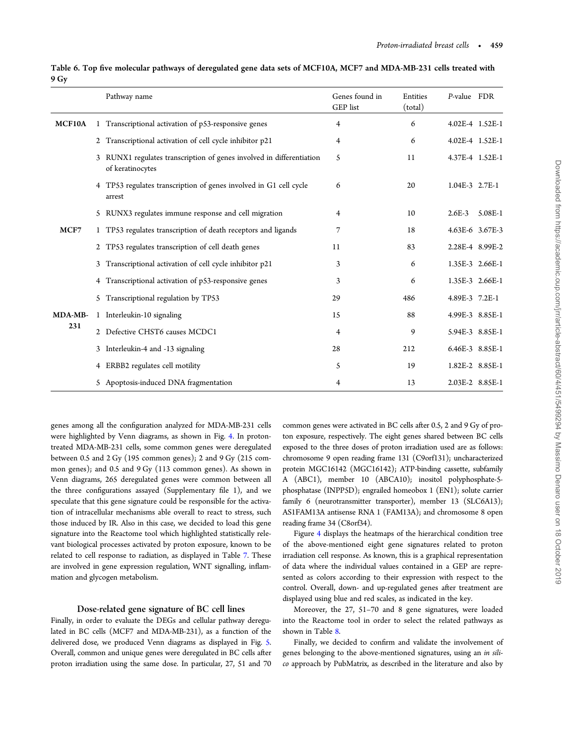**Table 6. Top five molecular pathways of deregulated gene data sets of MCF10A, MCF7 and MDA-MB-231 cells treated with 9 Gy**

| | | Pathway name | Genes found in GEP list | Entities (total) | *P*-value | FDR |
|---|---|---|---|---|---|---|
| **MCF10A** | 1 | Transcriptional activation of p53-responsive genes | 4 | 6 | 4.02E-4 | 1.52E-1 |
| | 2 | Transcriptional activation of cell cycle inhibitor p21 | 4 | 6 | 4.02E-4 | 1.52E-1 |
| | 3 | RUNX1 regulates transcription of genes involved in differentiation of keratinocytes | 5 | 11 | 4.37E-4 | 1.52E-1 |
| | 4 | TP53 regulates transcription of genes involved in G1 cell cycle arrest | 6 | 20 | 1.04E-3 | 2.7E-1 |
| | 5 | RUNX3 regulates immune response and cell migration | 4 | 10 | 2.6E-3 | 5.08E-1 |
| **MCF7** | 1 | TP53 regulates transcription of death receptors and ligands | 7 | 18 | 4.63E-6 | 3.67E-3 |
| | 2 | TP53 regulates transcription of cell death genes | 11 | 83 | 2.28E-4 | 8.99E-2 |
| | 3 | Transcriptional activation of cell cycle inhibitor p21 | 3 | 6 | 1.35E-3 | 2.66E-1 |
| | 4 | Transcriptional activation of p53-responsive genes | 3 | 6 | 1.35E-3 | 2.66E-1 |
| | 5 | Transcriptional regulation by TP53 | 29 | 486 | 4.89E-3 | 7.2E-1 |
| **MDA-MB-231** | 1 | Interleukin-10 signaling | 15 | 88 | 4.99E-3 | 8.85E-1 |
| | 2 | Defective CHST6 causes MCDC1 | 4 | 9 | 5.94E-3 | 8.85E-1 |
| | 3 | Interleukin-4 and -13 signaling | 28 | 212 | 6.46E-3 | 8.85E-1 |
| | 4 | ERBB2 regulates cell motility | 5 | 19 | 1.82E-2 | 8.85E-1 |
| | 5 | Apoptosis-induced DNA fragmentation | 4 | 13 | 2.03E-2 | 8.85E-1 |

genes among all the configuration analyzed for MDA-MB-231 cells were highlighted by Venn diagrams, as shown in Fig. 4. In proton-treated MDA-MB-231 cells, some common genes were deregulated between 0.5 and 2 Gy (195 common genes); 2 and 9 Gy (215 common genes); and 0.5 and 9 Gy (113 common genes). As shown in Venn diagrams, 265 deregulated genes were common between all the three configurations assayed (Supplementary file 1), and we speculate that this gene signature could be responsible for the activation of intracellular mechanisms able overall to react to stress, such those induced by IR. Also in this case, we decided to load this gene signature into the Reactome tool which highlighted statistically relevant biological processes activated by proton exposure, known to be related to cell response to radiation, as displayed in Table 7. These are involved in gene expression regulation, WNT signalling, inflammation and glycogen metabolism.

## Dose-related gene signature of BC cell lines

Finally, in order to evaluate the DEGs and cellular pathway deregulated in BC cells (MCF7 and MDA-MB-231), as a function of the delivered dose, we produced Venn diagrams as displayed in Fig. 5. Overall, common and unique genes were deregulated in BC cells after proton irradiation using the same dose. In particular, 27, 51 and 70 common genes were activated in BC cells after 0.5, 2 and 9 Gy of proton exposure, respectively. The eight genes shared between BC cells exposed to the three doses of proton irradiation used are as follows: chromosome 9 open reading frame 131 (C9orf131); uncharacterized protein MGC16142 (MGC16142); ATP-binding cassette, subfamily A (ABC1), member 10 (ABCA10); inositol polyphosphate-5-phosphatase (INPP5D); engrailed homeobox 1 (EN1); solute carrier family 6 (neurotransmitter transporter), member 13 (SLC6A13); AS1FAM13A antisense RNA 1 (FAM13A); and chromosome 8 open reading frame 34 (C8orf34).

Figure 4 displays the heatmaps of the hierarchical condition tree of the above-mentioned eight gene signatures related to proton irradiation cell response. As known, this is a graphical representation of data where the individual values contained in a GEP are represented as colors according to their expression with respect to the control. Overall, down- and up-regulated genes after treatment are displayed using blue and red scales, as indicated in the key.

Moreover, the 27, 51–70 and 8 gene signatures, were loaded into the Reactome tool in order to select the related pathways as shown in Table 8.

Finally, we decided to confirm and validate the involvement of genes belonging to the above-mentioned signatures, using an *in silico* approach by PubMatrix, as described in the literature and also by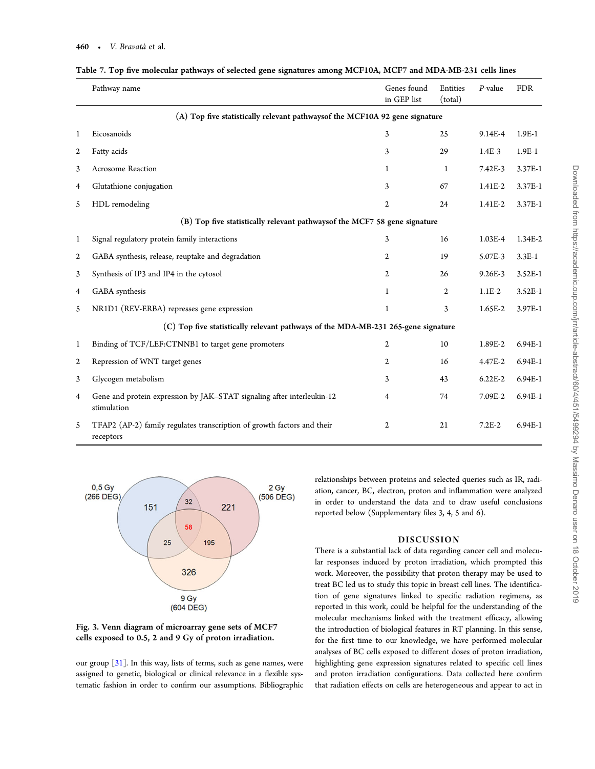**Table 7. Top five molecular pathways of selected gene signatures among MCF10A, MCF7 and MDA-MB-231 cells lines**

| | Pathway name | Genes found in GEP list | Entities (total) | *P*-value | FDR |
|---|---|---|---|---|---|
| | **(A) Top five statistically relevant pathwaysof the MCF10A 92 gene signature** | | | | |
| 1 | Eicosanoids | 3 | 25 | 9.14E-4 | 1.9E-1 |
| 2 | Fatty acids | 3 | 29 | 1.4E-3 | 1.9E-1 |
| 3 | Acrosome Reaction | 1 | 1 | 7.42E-3 | 3.37E-1 |
| 4 | Glutathione conjugation | 3 | 67 | 1.41E-2 | 3.37E-1 |
| 5 | HDL remodeling | 2 | 24 | 1.41E-2 | 3.37E-1 |
| | **(B) Top five statistically relevant pathwaysof the MCF7 58 gene signature** | | | | |
| 1 | Signal regulatory protein family interactions | 3 | 16 | 1.03E-4 | 1.34E-2 |
| 2 | GABA synthesis, release, reuptake and degradation | 2 | 19 | 5.07E-3 | 3.3E-1 |
| 3 | Synthesis of IP3 and IP4 in the cytosol | 2 | 26 | 9.26E-3 | 3.52E-1 |
| 4 | GABA synthesis | 1 | 2 | 1.1E-2 | 3.52E-1 |
| 5 | NR1D1 (REV-ERBA) represses gene expression | 1 | 3 | 1.65E-2 | 3.97E-1 |
| | **(C) Top five statistically relevant pathways of the MDA-MB-231 265-gene signature** | | | | |
| 1 | Binding of TCF/LEF:CTNNB1 to target gene promoters | 2 | 10 | 1.89E-2 | 6.94E-1 |
| 2 | Repression of WNT target genes | 2 | 16 | 4.47E-2 | 6.94E-1 |
| 3 | Glycogen metabolism | 3 | 43 | 6.22E-2 | 6.94E-1 |
| 4 | Gene and protein expression by JAK–STAT signaling after interleukin-12 stimulation | 4 | 74 | 7.09E-2 | 6.94E-1 |
| 5 | TFAP2 (AP-2) family regulates transcription of growth factors and their receptors | 2 | 21 | 7.2E-2 | 6.94E-1 |

**Fig. 3. Venn diagram of microarray gene sets of MCF7 cells exposed to 0.5, 2 and 9 Gy of proton irradiation.**

our group [31]. In this way, lists of terms, such as gene names, were assigned to genetic, biological or clinical relevance in a flexible systematic fashion in order to confirm our assumptions. Bibliographic relationships between proteins and selected queries such as IR, radiation, cancer, BC, electron, proton and inflammation were analyzed in order to understand the data and to draw useful conclusions reported below (Supplementary files 3, 4, 5 and 6).

## DISCUSSION

There is a substantial lack of data regarding cancer cell and molecular responses induced by proton irradiation, which prompted this work. Moreover, the possibility that proton therapy may be used to treat BC led us to study this topic in breast cell lines. The identification of gene signatures linked to specific radiation regimens, as reported in this work, could be helpful for the understanding of the molecular mechanisms linked with the treatment efficacy, allowing the introduction of biological features in RT planning. In this sense, for the first time to our knowledge, we have performed molecular analyses of BC cells exposed to different doses of proton irradiation, highlighting gene expression signatures related to specific cell lines and proton irradiation configurations. Data collected here confirm that radiation effects on cells are heterogeneous and appear to act in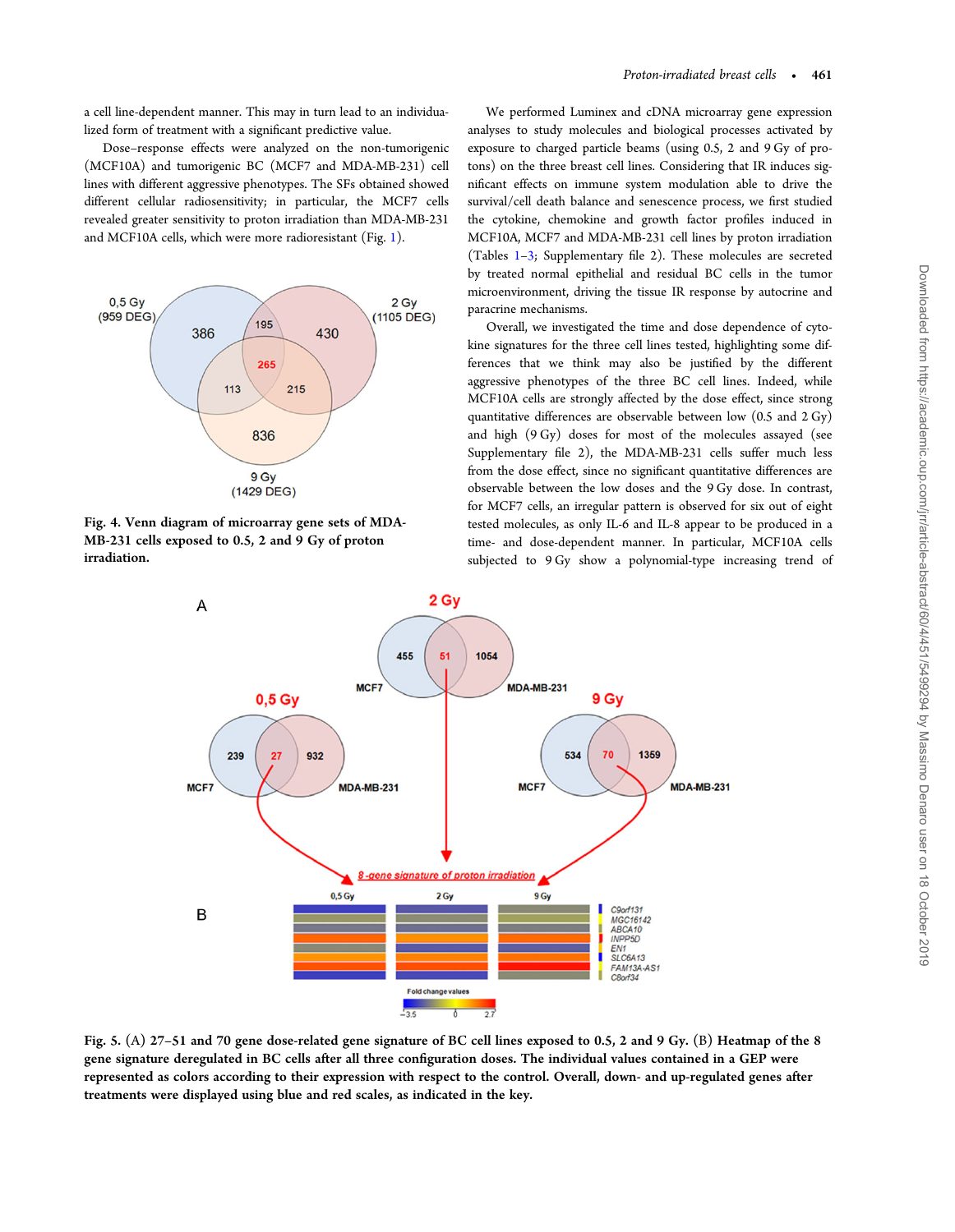a cell line-dependent manner. This may in turn lead to an individualized form of treatment with a significant predictive value.

Dose–response effects were analyzed on the non-tumorigenic (MCF10A) and tumorigenic BC (MCF7 and MDA-MB-231) cell lines with different aggressive phenotypes. The SFs obtained showed different cellular radiosensitivity; in particular, the MCF7 cells revealed greater sensitivity to proton irradiation than MDA-MB-231 and MCF10A cells, which were more radioresistant (Fig. 1).

**Fig. 4. Venn diagram of microarray gene sets of MDA-MB-231 cells exposed to 0.5, 2 and 9 Gy of proton irradiation.**

We performed Luminex and cDNA microarray gene expression analyses to study molecules and biological processes activated by exposure to charged particle beams (using 0.5, 2 and 9 Gy of protons) on the three breast cell lines. Considering that IR induces significant effects on immune system modulation able to drive the survival/cell death balance and senescence process, we first studied the cytokine, chemokine and growth factor profiles induced in MCF10A, MCF7 and MDA-MB-231 cell lines by proton irradiation (Tables 1–3; Supplementary file 2). These molecules are secreted by treated normal epithelial and residual BC cells in the tumor microenvironment, driving the tissue IR response by autocrine and paracrine mechanisms.

Overall, we investigated the time and dose dependence of cytokine signatures for the three cell lines tested, highlighting some differences that we think may also be justified by the different aggressive phenotypes of the three BC cell lines. Indeed, while MCF10A cells are strongly affected by the dose effect, since strong quantitative differences are observable between low (0.5 and 2 Gy) and high (9 Gy) doses for most of the molecules assayed (see Supplementary file 2), the MDA-MB-231 cells suffer much less from the dose effect, since no significant quantitative differences are observable between the low doses and the 9 Gy dose. In contrast, for MCF7 cells, an irregular pattern is observed for six out of eight tested molecules, as only IL-6 and IL-8 appear to be produced in a time- and dose-dependent manner. In particular, MCF10A cells subjected to 9 Gy show a polynomial-type increasing trend of

**Fig. 5.** (A) 27–51 and 70 gene dose-related gene signature of BC cell lines exposed to 0.5, 2 and 9 Gy. (B) Heatmap of the 8 gene signature deregulated in BC cells after all three configuration doses. The individual values contained in a GEP were represented as colors according to their expression with respect to the control. Overall, down- and up-regulated genes after treatments were displayed using blue and red scales, as indicated in the key.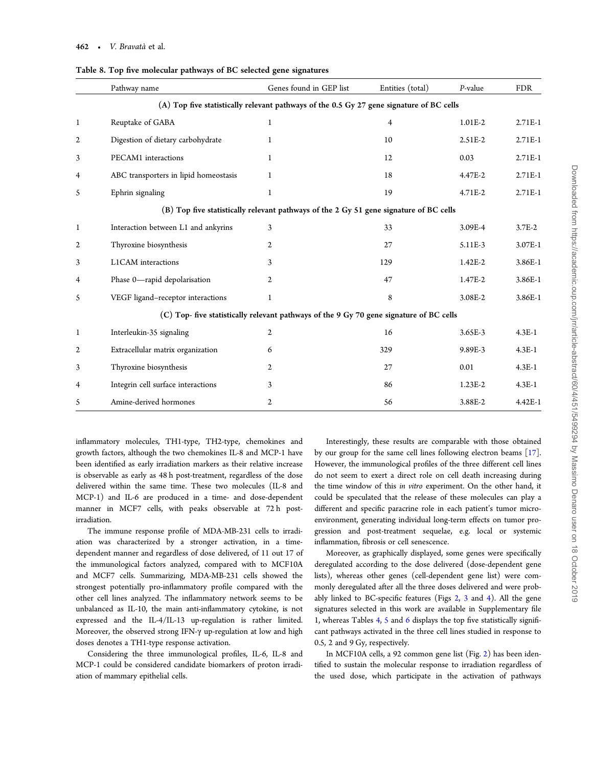Table 8. Top five molecular pathways of BC selected gene signatures

| | Pathway name | Genes found in GEP list | Entities (total) | *P*-value | FDR |
|---|---|---|---|---|---|
| | (A) Top five statistically relevant pathways of the 0.5 Gy 27 gene signature of BC cells | | | | |
| 1 | Reuptake of GABA | 1 | 4 | 1.01E-2 | 2.71E-1 |
| 2 | Digestion of dietary carbohydrate | 1 | 10 | 2.51E-2 | 2.71E-1 |
| 3 | PECAM1 interactions | 1 | 12 | 0.03 | 2.71E-1 |
| 4 | ABC transporters in lipid homeostasis | 1 | 18 | 4.47E-2 | 2.71E-1 |
| 5 | Ephrin signaling | 1 | 19 | 4.71E-2 | 2.71E-1 |
| | (B) Top five statistically relevant pathways of the 2 Gy 51 gene signature of BC cells | | | | |
| 1 | Interaction between L1 and ankyrins | 3 | 33 | 3.09E-4 | 3.7E-2 |
| 2 | Thyroxine biosynthesis | 2 | 27 | 5.11E-3 | 3.07E-1 |
| 3 | L1CAM interactions | 3 | 129 | 1.42E-2 | 3.86E-1 |
| 4 | Phase 0—rapid depolarisation | 2 | 47 | 1.47E-2 | 3.86E-1 |
| 5 | VEGF ligand–receptor interactions | 1 | 8 | 3.08E-2 | 3.86E-1 |
| | (C) Top- five statistically relevant pathways of the 9 Gy 70 gene signature of BC cells | | | | |
| 1 | Interleukin-35 signaling | 2 | 16 | 3.65E-3 | 4.3E-1 |
| 2 | Extracellular matrix organization | 6 | 329 | 9.89E-3 | 4.3E-1 |
| 3 | Thyroxine biosynthesis | 2 | 27 | 0.01 | 4.3E-1 |
| 4 | Integrin cell surface interactions | 3 | 86 | 1.23E-2 | 4.3E-1 |
| 5 | Amine-derived hormones | 2 | 56 | 3.88E-2 | 4.42E-1 |

inflammatory molecules, TH1-type, TH2-type, chemokines and growth factors, although the two chemokines IL-8 and MCP-1 have been identified as early irradiation markers as their relative increase is observable as early as 48 h post-treatment, regardless of the dose delivered within the same time. These two molecules (IL-8 and MCP-1) and IL-6 are produced in a time- and dose-dependent manner in MCF7 cells, with peaks observable at 72 h post-irradiation.

The immune response profile of MDA-MB-231 cells to irradiation was characterized by a stronger activation, in a time-dependent manner and regardless of dose delivered, of 11 out 17 of the immunological factors analyzed, compared with to MCF10A and MCF7 cells. Summarizing, MDA-MB-231 cells showed the strongest potentially pro-inflammatory profile compared with the other cell lines analyzed. The inflammatory network seems to be unbalanced as IL-10, the main anti-inflammatory cytokine, is not expressed and the IL-4/IL-13 up-regulation is rather limited. Moreover, the observed strong IFN-γ up-regulation at low and high doses denotes a TH1-type response activation.

Considering the three immunological profiles, IL-6, IL-8 and MCP-1 could be considered candidate biomarkers of proton irradiation of mammary epithelial cells.

Interestingly, these results are comparable with those obtained by our group for the same cell lines following electron beams [17]. However, the immunological profiles of the three different cell lines do not seem to exert a direct role on cell death increasing during the time window of this *in vitro* experiment. On the other hand, it could be speculated that the release of these molecules can play a different and specific paracrine role in each patient's tumor microenvironment, generating individual long-term effects on tumor progression and post-treatment sequelae, e.g. local or systemic inflammation, fibrosis or cell senescence.

Moreover, as graphically displayed, some genes were specifically deregulated according to the dose delivered (dose-dependent gene lists), whereas other genes (cell-dependent gene list) were commonly deregulated after all the three doses delivered and were probably linked to BC-specific features (Figs 2, 3 and 4). All the gene signatures selected in this work are available in Supplementary file 1, whereas Tables 4, 5 and 6 displays the top five statistically significant pathways activated in the three cell lines studied in response to 0.5, 2 and 9 Gy, respectively.

In MCF10A cells, a 92 common gene list (Fig. 2) has been identified to sustain the molecular response to irradiation regardless of the used dose, which participate in the activation of pathways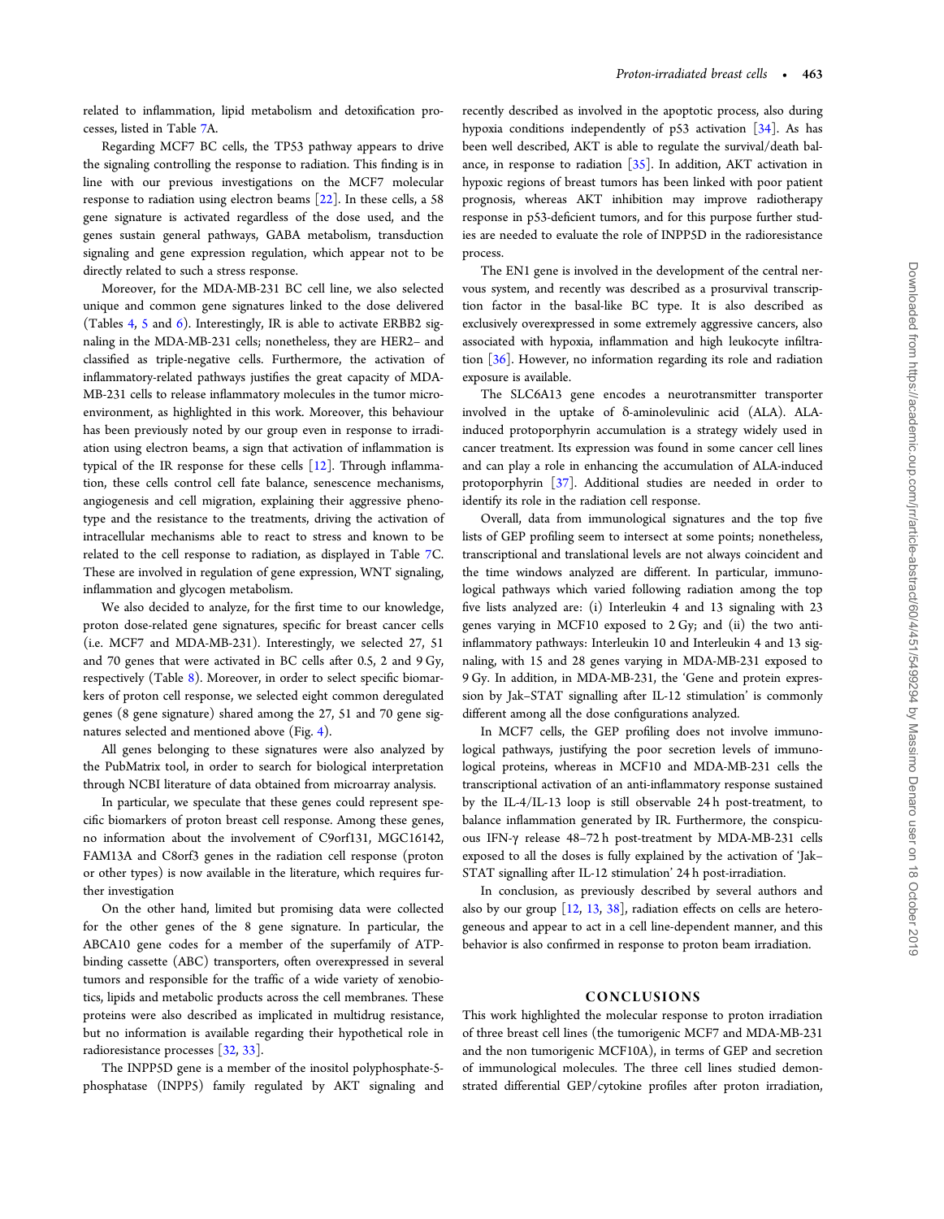related to inflammation, lipid metabolism and detoxification processes, listed in Table 7A.

Regarding MCF7 BC cells, the TP53 pathway appears to drive the signaling controlling the response to radiation. This finding is in line with our previous investigations on the MCF7 molecular response to radiation using electron beams [22]. In these cells, a 58 gene signature is activated regardless of the dose used, and the genes sustain general pathways, GABA metabolism, transduction signaling and gene expression regulation, which appear not to be directly related to such a stress response.

Moreover, for the MDA-MB-231 BC cell line, we also selected unique and common gene signatures linked to the dose delivered (Tables 4, 5 and 6). Interestingly, IR is able to activate ERBB2 signaling in the MDA-MB-231 cells; nonetheless, they are HER2– and classified as triple-negative cells. Furthermore, the activation of inflammatory-related pathways justifies the great capacity of MDA-MB-231 cells to release inflammatory molecules in the tumor microenvironment, as highlighted in this work. Moreover, this behaviour has been previously noted by our group even in response to irradiation using electron beams, a sign that activation of inflammation is typical of the IR response for these cells [12]. Through inflammation, these cells control cell fate balance, senescence mechanisms, angiogenesis and cell migration, explaining their aggressive phenotype and the resistance to the treatments, driving the activation of intracellular mechanisms able to react to stress and known to be related to the cell response to radiation, as displayed in Table 7C. These are involved in regulation of gene expression, WNT signaling, inflammation and glycogen metabolism.

We also decided to analyze, for the first time to our knowledge, proton dose-related gene signatures, specific for breast cancer cells (i.e. MCF7 and MDA-MB-231). Interestingly, we selected 27, 51 and 70 genes that were activated in BC cells after 0.5, 2 and 9 Gy, respectively (Table 8). Moreover, in order to select specific biomarkers of proton cell response, we selected eight common deregulated genes (8 gene signature) shared among the 27, 51 and 70 gene signatures selected and mentioned above (Fig. 4).

All genes belonging to these signatures were also analyzed by the PubMatrix tool, in order to search for biological interpretation through NCBI literature of data obtained from microarray analysis.

In particular, we speculate that these genes could represent specific biomarkers of proton breast cell response. Among these genes, no information about the involvement of C9orf131, MGC16142, FAM13A and C8orf3 genes in the radiation cell response (proton or other types) is now available in the literature, which requires further investigation

On the other hand, limited but promising data were collected for the other genes of the 8 gene signature. In particular, the ABCA10 gene codes for a member of the superfamily of ATP-binding cassette (ABC) transporters, often overexpressed in several tumors and responsible for the traffic of a wide variety of xenobiotics, lipids and metabolic products across the cell membranes. These proteins were also described as implicated in multidrug resistance, but no information is available regarding their hypothetical role in radioresistance processes [32, 33].

The INPP5D gene is a member of the inositol polyphosphate-5-phosphatase (INPP5) family regulated by AKT signaling and recently described as involved in the apoptotic process, also during hypoxia conditions independently of p53 activation [34]. As has been well described, AKT is able to regulate the survival/death balance, in response to radiation [35]. In addition, AKT activation in hypoxic regions of breast tumors has been linked with poor patient prognosis, whereas AKT inhibition may improve radiotherapy response in p53-deficient tumors, and for this purpose further studies are needed to evaluate the role of INPP5D in the radioresistance process.

The EN1 gene is involved in the development of the central nervous system, and recently was described as a prosurvival transcription factor in the basal-like BC type. It is also described as exclusively overexpressed in some extremely aggressive cancers, also associated with hypoxia, inflammation and high leukocyte infiltration [36]. However, no information regarding its role and radiation exposure is available.

The SLC6A13 gene encodes a neurotransmitter transporter involved in the uptake of δ-aminolevulinic acid (ALA). ALA-induced protoporphyrin accumulation is a strategy widely used in cancer treatment. Its expression was found in some cancer cell lines and can play a role in enhancing the accumulation of ALA-induced protoporphyrin [37]. Additional studies are needed in order to identify its role in the radiation cell response.

Overall, data from immunological signatures and the top five lists of GEP profiling seem to intersect at some points; nonetheless, transcriptional and translational levels are not always coincident and the time windows analyzed are different. In particular, immunological pathways which varied following radiation among the top five lists analyzed are: (i) Interleukin 4 and 13 signaling with 23 genes varying in MCF10 exposed to 2 Gy; and (ii) the two anti-inflammatory pathways: Interleukin 10 and Interleukin 4 and 13 signaling, with 15 and 28 genes varying in MDA-MB-231 exposed to 9 Gy. In addition, in MDA-MB-231, the 'Gene and protein expression by Jak–STAT signalling after IL-12 stimulation' is commonly different among all the dose configurations analyzed.

In MCF7 cells, the GEP profiling does not involve immunological pathways, justifying the poor secretion levels of immunological proteins, whereas in MCF10 and MDA-MB-231 cells the transcriptional activation of an anti-inflammatory response sustained by the IL-4/IL-13 loop is still observable 24 h post-treatment, to balance inflammation generated by IR. Furthermore, the conspicuous IFN-γ release 48–72 h post-treatment by MDA-MB-231 cells exposed to all the doses is fully explained by the activation of 'Jak–STAT signalling after IL-12 stimulation' 24 h post-irradiation.

In conclusion, as previously described by several authors and also by our group [12, 13, 38], radiation effects on cells are heterogeneous and appear to act in a cell line-dependent manner, and this behavior is also confirmed in response to proton beam irradiation.

## CONCLUSIONS

This work highlighted the molecular response to proton irradiation of three breast cell lines (the tumorigenic MCF7 and MDA-MB-231 and the non tumorigenic MCF10A), in terms of GEP and secretion of immunological molecules. The three cell lines studied demonstrated differential GEP/cytokine profiles after proton irradiation,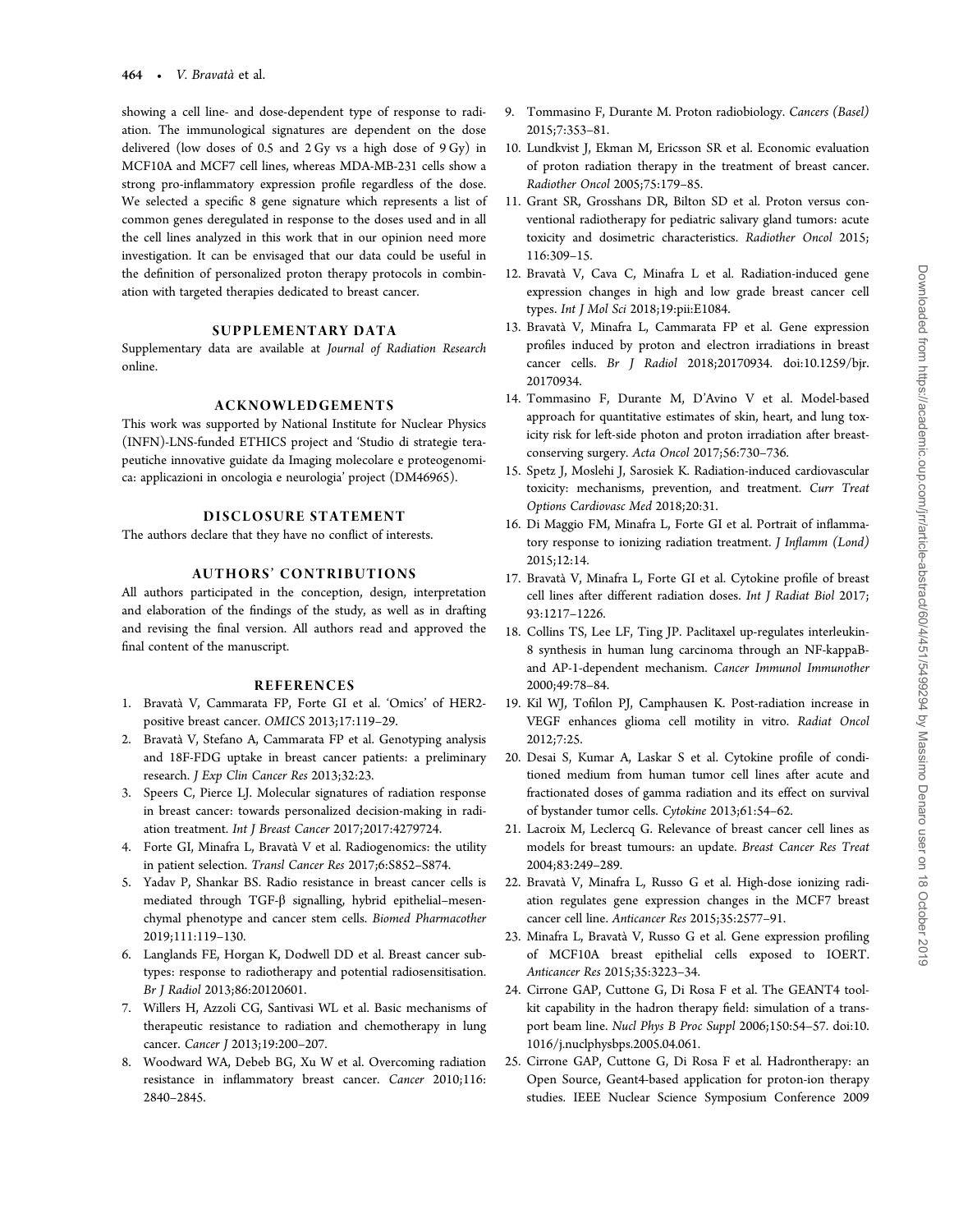showing a cell line- and dose-dependent type of response to radiation. The immunological signatures are dependent on the dose delivered (low doses of 0.5 and 2 Gy vs a high dose of 9 Gy) in MCF10A and MCF7 cell lines, whereas MDA-MB-231 cells show a strong pro-inflammatory expression profile regardless of the dose. We selected a specific 8 gene signature which represents a list of common genes deregulated in response to the doses used and in all the cell lines analyzed in this work that in our opinion need more investigation. It can be envisaged that our data could be useful in the definition of personalized proton therapy protocols in combination with targeted therapies dedicated to breast cancer.

## SUPPLEMENTARY DATA

Supplementary data are available at *Journal of Radiation Research* online.

## ACKNOWLEDGEMENTS

This work was supported by National Institute for Nuclear Physics (INFN)-LNS-funded ETHICS project and 'Studio di strategie terapeutiche innovative guidate da Imaging molecolare e proteogenomica: applicazioni in oncologia e neurologia' project (DM46965).

## DISCLOSURE STATEMENT

The authors declare that they have no conflict of interests.

## AUTHORS' CONTRIBUTIONS

All authors participated in the conception, design, interpretation and elaboration of the findings of the study, as well as in drafting and revising the final version. All authors read and approved the final content of the manuscript.

## REFERENCES

1. Bravatà V, Cammarata FP, Forte GI et al. 'Omics' of HER2-positive breast cancer. *OMICS* 2013;17:119–29.
2. Bravatà V, Stefano A, Cammarata FP et al. Genotyping analysis and 18F-FDG uptake in breast cancer patients: a preliminary research. *J Exp Clin Cancer Res* 2013;32:23.
3. Speers C, Pierce LJ. Molecular signatures of radiation response in breast cancer: towards personalized decision-making in radiation treatment. *Int J Breast Cancer* 2017;2017:4279724.
4. Forte GI, Minafra L, Bravatà V et al. Radiogenomics: the utility in patient selection. *Transl Cancer Res* 2017;6:S852–S874.
5. Yadav P, Shankar BS. Radio resistance in breast cancer cells is mediated through TGF-β signalling, hybrid epithelial–mesenchymal phenotype and cancer stem cells. *Biomed Pharmacother* 2019;111:119–130.
6. Langlands FE, Horgan K, Dodwell DD et al. Breast cancer subtypes: response to radiotherapy and potential radiosensitisation. *Br J Radiol* 2013;86:20120601.
7. Willers H, Azzoli CG, Santivasi WL et al. Basic mechanisms of therapeutic resistance to radiation and chemotherapy in lung cancer. *Cancer J* 2013;19:200–207.
8. Woodward WA, Debeb BG, Xu W et al. Overcoming radiation resistance in inflammatory breast cancer. *Cancer* 2010;116: 2840–2845.
9. Tommasino F, Durante M. Proton radiobiology. *Cancers (Basel)* 2015;7:353–81.
10. Lundkvist J, Ekman M, Ericsson SR et al. Economic evaluation of proton radiation therapy in the treatment of breast cancer. *Radiother Oncol* 2005;75:179–85.
11. Grant SR, Grosshans DR, Bilton SD et al. Proton versus conventional radiotherapy for pediatric salivary gland tumors: acute toxicity and dosimetric characteristics. *Radiother Oncol* 2015; 116:309–15.
12. Bravatà V, Cava C, Minafra L et al. Radiation-induced gene expression changes in high and low grade breast cancer cell types. *Int J Mol Sci* 2018;19:pii:E1084.
13. Bravatà V, Minafra L, Cammarata FP et al. Gene expression profiles induced by proton and electron irradiations in breast cancer cells. *Br J Radiol* 2018;20170934. doi:10.1259/bjr. 20170934.
14. Tommasino F, Durante M, D'Avino V et al. Model-based approach for quantitative estimates of skin, heart, and lung toxicity risk for left-side photon and proton irradiation after breast-conserving surgery. *Acta Oncol* 2017;56:730–736.
15. Spetz J, Moslehi J, Sarosiek K. Radiation-induced cardiovascular toxicity: mechanisms, prevention, and treatment. *Curr Treat Options Cardiovasc Med* 2018;20:31.
16. Di Maggio FM, Minafra L, Forte GI et al. Portrait of inflammatory response to ionizing radiation treatment. *J Inflamm (Lond)* 2015;12:14.
17. Bravatà V, Minafra L, Forte GI et al. Cytokine profile of breast cell lines after different radiation doses. *Int J Radiat Biol* 2017; 93:1217–1226.
18. Collins TS, Lee LF, Ting JP. Paclitaxel up-regulates interleukin-8 synthesis in human lung carcinoma through an NF-kappaB- and AP-1-dependent mechanism. *Cancer Immunol Immunother* 2000;49:78–84.
19. Kil WJ, Tofilon PJ, Camphausen K. Post-radiation increase in VEGF enhances glioma cell motility in vitro. *Radiat Oncol* 2012;7:25.
20. Desai S, Kumar A, Laskar S et al. Cytokine profile of conditioned medium from human tumor cell lines after acute and fractionated doses of gamma radiation and its effect on survival of bystander tumor cells. *Cytokine* 2013;61:54–62.
21. Lacroix M, Leclercq G. Relevance of breast cancer cell lines as models for breast tumours: an update. *Breast Cancer Res Treat* 2004;83:249–289.
22. Bravatà V, Minafra L, Russo G et al. High-dose ionizing radiation regulates gene expression changes in the MCF7 breast cancer cell line. *Anticancer Res* 2015;35:2577–91.
23. Minafra L, Bravatà V, Russo G et al. Gene expression profiling of MCF10A breast epithelial cells exposed to IOERT. *Anticancer Res* 2015;35:3223–34.
24. Cirrone GAP, Cuttone G, Di Rosa F et al. The GEANT4 toolkit capability in the hadron therapy field: simulation of a transport beam line. *Nucl Phys B Proc Suppl* 2006;150:54–57. doi:10. 1016/j.nuclphysbps.2005.04.061.
25. Cirrone GAP, Cuttone G, Di Rosa F et al. Hadrontherapy: an Open Source, Geant4-based application for proton-ion therapy studies. IEEE Nuclear Science Symposium Conference 2009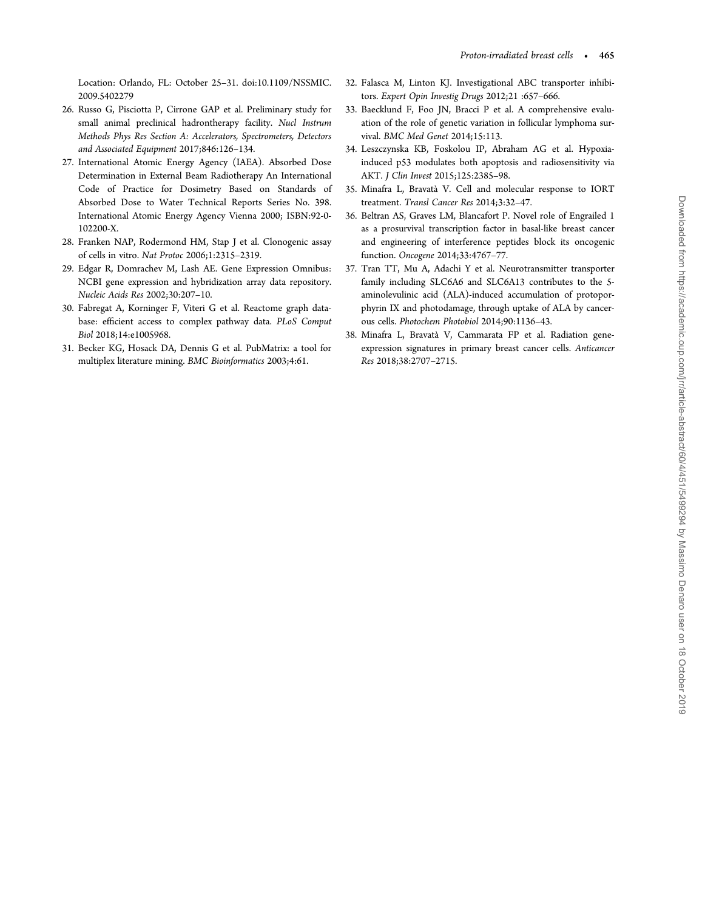Location: Orlando, FL: October 25–31. doi:10.1109/NSSMIC. 2009.5402279

26. Russo G, Pisciotta P, Cirrone GAP et al. Preliminary study for small animal preclinical hadrontherapy facility. *Nucl Instrum Methods Phys Res Section A: Accelerators, Spectrometers, Detectors and Associated Equipment* 2017;846:126–134.
27. International Atomic Energy Agency (IAEA). Absorbed Dose Determination in External Beam Radiotherapy An International Code of Practice for Dosimetry Based on Standards of Absorbed Dose to Water Technical Reports Series No. 398. International Atomic Energy Agency Vienna 2000; ISBN:92-0-102200-X.
28. Franken NAP, Rodermond HM, Stap J et al. Clonogenic assay of cells in vitro. *Nat Protoc* 2006;1:2315–2319.
29. Edgar R, Domrachev M, Lash AE. Gene Expression Omnibus: NCBI gene expression and hybridization array data repository. *Nucleic Acids Res* 2002;30:207–10.
30. Fabregat A, Korninger F, Viteri G et al. Reactome graph database: efficient access to complex pathway data. *PLoS Comput Biol* 2018;14:e1005968.
31. Becker KG, Hosack DA, Dennis G et al. PubMatrix: a tool for multiplex literature mining. *BMC Bioinformatics* 2003;4:61.
32. Falasca M, Linton KJ. Investigational ABC transporter inhibitors. *Expert Opin Investig Drugs* 2012;21 :657–666.
33. Baecklund F, Foo JN, Bracci P et al. A comprehensive evaluation of the role of genetic variation in follicular lymphoma survival. *BMC Med Genet* 2014;15:113.
34. Leszczynska KB, Foskolou IP, Abraham AG et al. Hypoxia-induced p53 modulates both apoptosis and radiosensitivity via AKT. *J Clin Invest* 2015;125:2385–98.
35. Minafra L, Bravatà V. Cell and molecular response to IORT treatment. *Transl Cancer Res* 2014;3:32–47.
36. Beltran AS, Graves LM, Blancafort P. Novel role of Engrailed 1 as a prosurvival transcription factor in basal-like breast cancer and engineering of interference peptides block its oncogenic function. *Oncogene* 2014;33:4767–77.
37. Tran TT, Mu A, Adachi Y et al. Neurotransmitter transporter family including SLC6A6 and SLC6A13 contributes to the 5-aminolevulinic acid (ALA)-induced accumulation of protoporphyrin IX and photodamage, through uptake of ALA by cancerous cells. *Photochem Photobiol* 2014;90:1136–43.
38. Minafra L, Bravatà V, Cammarata FP et al. Radiation gene-expression signatures in primary breast cancer cells. *Anticancer Res* 2018;38:2707–2715.